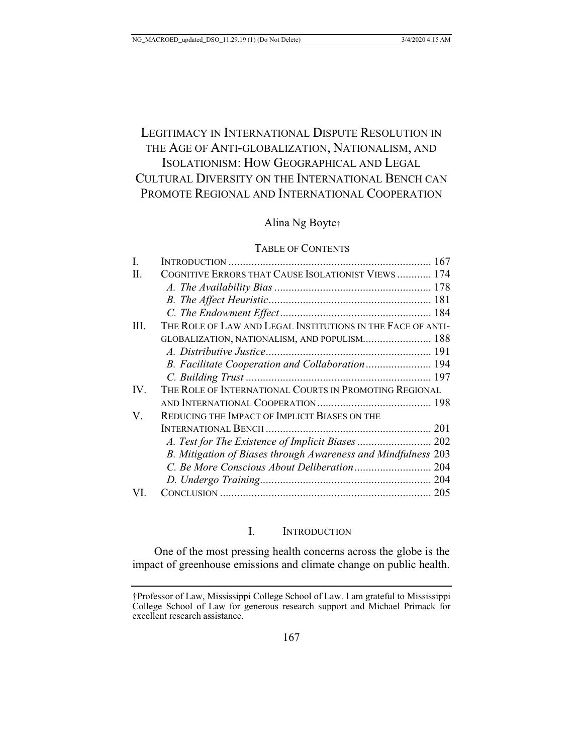# LEGITIMACY IN INTERNATIONAL DISPUTE RESOLUTION IN THE AGE OF ANTI-GLOBALIZATION, NATIONALISM, AND ISOLATIONISM: HOW GEOGRAPHICAL AND LEGAL CULTURAL DIVERSITY ON THE INTERNATIONAL BENCH CAN PROMOTE REGIONAL AND INTERNATIONAL COOPERATION

Alina Ng Boyte†

TABLE OF CONTENTS

| | | |
|---|---|---|
| I. | INTRODUCTION | 167 |
| II. | COGNITIVE ERRORS THAT CAUSE ISOLATIONIST VIEWS | 174 |
| | *A. The Availability Bias* | 178 |
| | *B. The Affect Heuristic* | 181 |
| | *C. The Endowment Effect* | 184 |
| III. | THE ROLE OF LAW AND LEGAL INSTITUTIONS IN THE FACE OF ANTI-GLOBALIZATION, NATIONALISM, AND POPULISM | 188 |
| | *A. Distributive Justice* | 191 |
| | *B. Facilitate Cooperation and Collaboration* | 194 |
| | *C. Building Trust* | 197 |
| IV. | THE ROLE OF INTERNATIONAL COURTS IN PROMOTING REGIONAL AND INTERNATIONAL COOPERATION | 198 |
| V. | REDUCING THE IMPACT OF IMPLICIT BIASES ON THE INTERNATIONAL BENCH | 201 |
| | *A. Test for The Existence of Implicit Biases* | 202 |
| | *B. Mitigation of Biases through Awareness and Mindfulness* | 203 |
| | *C. Be More Conscious About Deliberation* | 204 |
| | *D. Undergo Training* | 204 |
| VI. | CONCLUSION | 205 |

## I. INTRODUCTION

One of the most pressing health concerns across the globe is the impact of greenhouse emissions and climate change on public health.

†Professor of Law, Mississippi College School of Law. I am grateful to Mississippi College School of Law for generous research support and Michael Primack for excellent research assistance.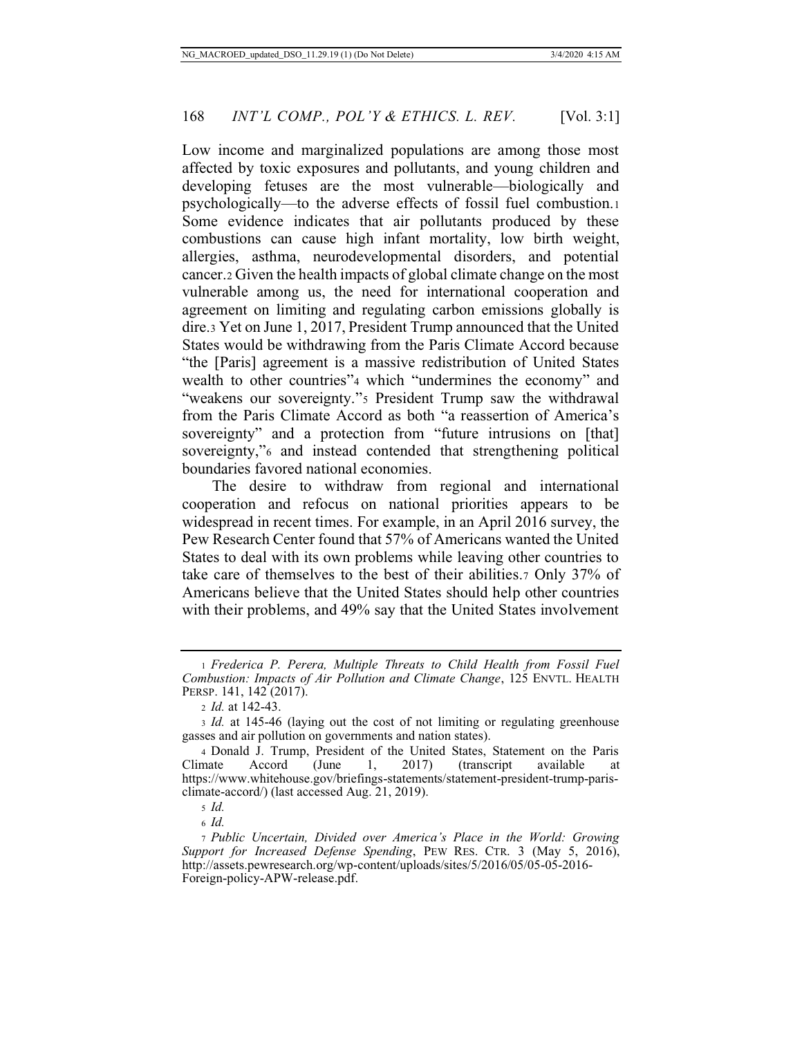Low income and marginalized populations are among those most affected by toxic exposures and pollutants, and young children and developing fetuses are the most vulnerable—biologically and psychologically—to the adverse effects of fossil fuel combustion.[1] Some evidence indicates that air pollutants produced by these combustions can cause high infant mortality, low birth weight, allergies, asthma, neurodevelopmental disorders, and potential cancer.[2] Given the health impacts of global climate change on the most vulnerable among us, the need for international cooperation and agreement on limiting and regulating carbon emissions globally is dire.[3] Yet on June 1, 2017, President Trump announced that the United States would be withdrawing from the Paris Climate Accord because "the [Paris] agreement is a massive redistribution of United States wealth to other countries"[4] which "undermines the economy" and "weakens our sovereignty."[5] President Trump saw the withdrawal from the Paris Climate Accord as both "a reassertion of America's sovereignty" and a protection from "future intrusions on [that] sovereignty,"[6] and instead contended that strengthening political boundaries favored national economies.

The desire to withdraw from regional and international cooperation and refocus on national priorities appears to be widespread in recent times. For example, in an April 2016 survey, the Pew Research Center found that 57% of Americans wanted the United States to deal with its own problems while leaving other countries to take care of themselves to the best of their abilities.[7] Only 37% of Americans believe that the United States should help other countries with their problems, and 49% say that the United States involvement

---

[1] *Frederica P. Perera, Multiple Threats to Child Health from Fossil Fuel Combustion: Impacts of Air Pollution and Climate Change*, 125 ENVTL. HEALTH PERSP. 141, 142 (2017).

[2] *Id.* at 142-43.

[3] *Id.* at 145-46 (laying out the cost of not limiting or regulating greenhouse gasses and air pollution on governments and nation states).

[4] Donald J. Trump, President of the United States, Statement on the Paris Climate Accord (June 1, 2017) (transcript available at https://www.whitehouse.gov/briefings-statements/statement-president-trump-paris-climate-accord/) (last accessed Aug. 21, 2019).

[5] *Id.*

[6] *Id.*

[7] *Public Uncertain, Divided over America's Place in the World: Growing Support for Increased Defense Spending*, PEW RES. CTR. 3 (May 5, 2016), http://assets.pewresearch.org/wp-content/uploads/sites/5/2016/05/05-05-2016-Foreign-policy-APW-release.pdf.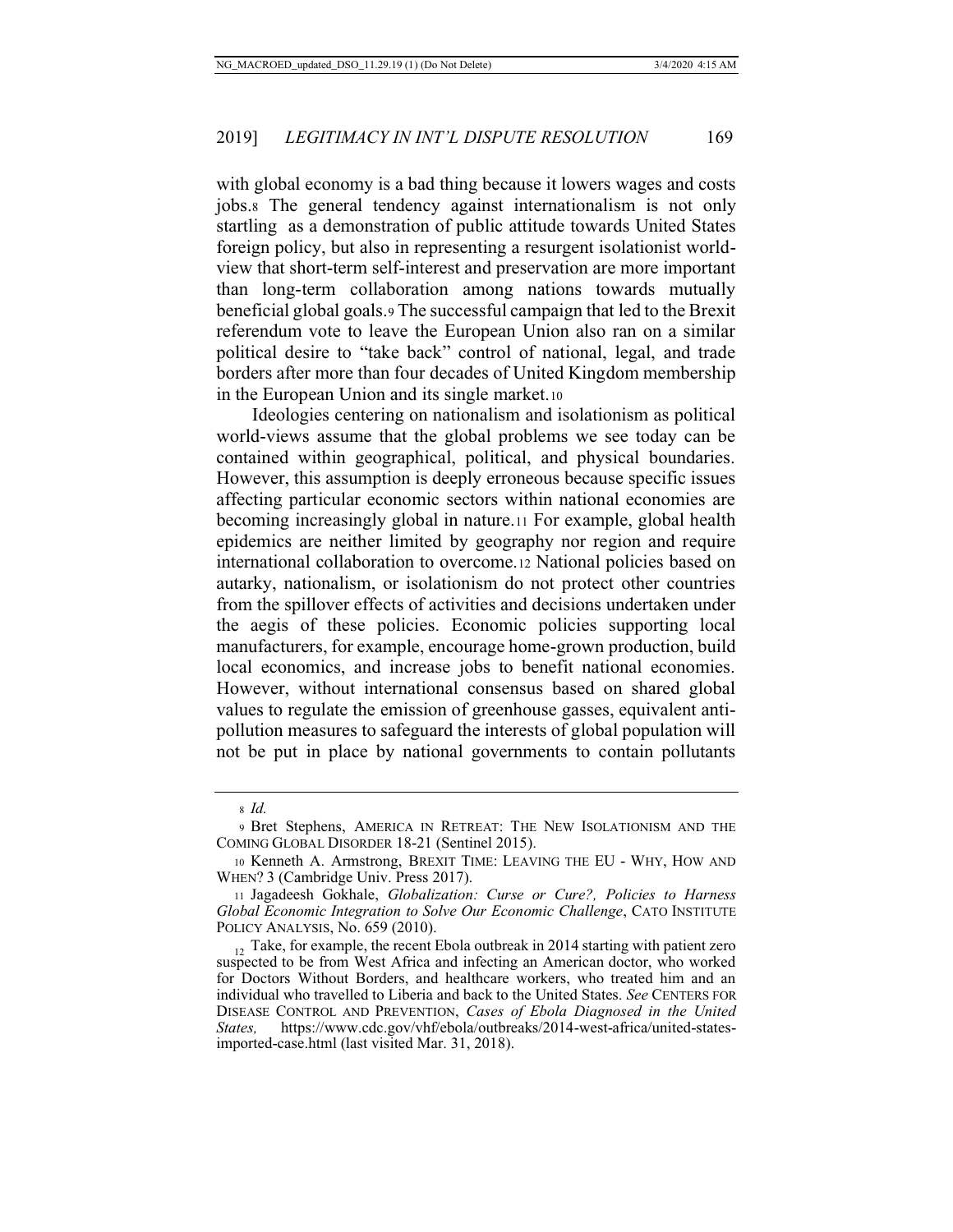with global economy is a bad thing because it lowers wages and costs jobs.[8] The general tendency against internationalism is not only startling as a demonstration of public attitude towards United States foreign policy, but also in representing a resurgent isolationist world-view that short-term self-interest and preservation are more important than long-term collaboration among nations towards mutually beneficial global goals.[9] The successful campaign that led to the Brexit referendum vote to leave the European Union also ran on a similar political desire to "take back" control of national, legal, and trade borders after more than four decades of United Kingdom membership in the European Union and its single market.[10]

Ideologies centering on nationalism and isolationism as political world-views assume that the global problems we see today can be contained within geographical, political, and physical boundaries. However, this assumption is deeply erroneous because specific issues affecting particular economic sectors within national economies are becoming increasingly global in nature.[11] For example, global health epidemics are neither limited by geography nor region and require international collaboration to overcome.[12] National policies based on autarky, nationalism, or isolationism do not protect other countries from the spillover effects of activities and decisions undertaken under the aegis of these policies. Economic policies supporting local manufacturers, for example, encourage home-grown production, build local economics, and increase jobs to benefit national economies. However, without international consensus based on shared global values to regulate the emission of greenhouse gasses, equivalent anti-pollution measures to safeguard the interests of global population will not be put in place by national governments to contain pollutants

---

[8] *Id.*

[9] Bret Stephens, AMERICA IN RETREAT: THE NEW ISOLATIONISM AND THE COMING GLOBAL DISORDER 18-21 (Sentinel 2015).

[10] Kenneth A. Armstrong, BREXIT TIME: LEAVING THE EU - WHY, HOW AND WHEN? 3 (Cambridge Univ. Press 2017).

[11] Jagadeesh Gokhale, *Globalization: Curse or Cure?, Policies to Harness Global Economic Integration to Solve Our Economic Challenge*, CATO INSTITUTE POLICY ANALYSIS, No. 659 (2010).

[12] Take, for example, the recent Ebola outbreak in 2014 starting with patient zero suspected to be from West Africa and infecting an American doctor, who worked for Doctors Without Borders, and healthcare workers, who treated him and an individual who travelled to Liberia and back to the United States. *See* CENTERS FOR DISEASE CONTROL AND PREVENTION, *Cases of Ebola Diagnosed in the United States,* https://www.cdc.gov/vhf/ebola/outbreaks/2014-west-africa/united-states-imported-case.html (last visited Mar. 31, 2018).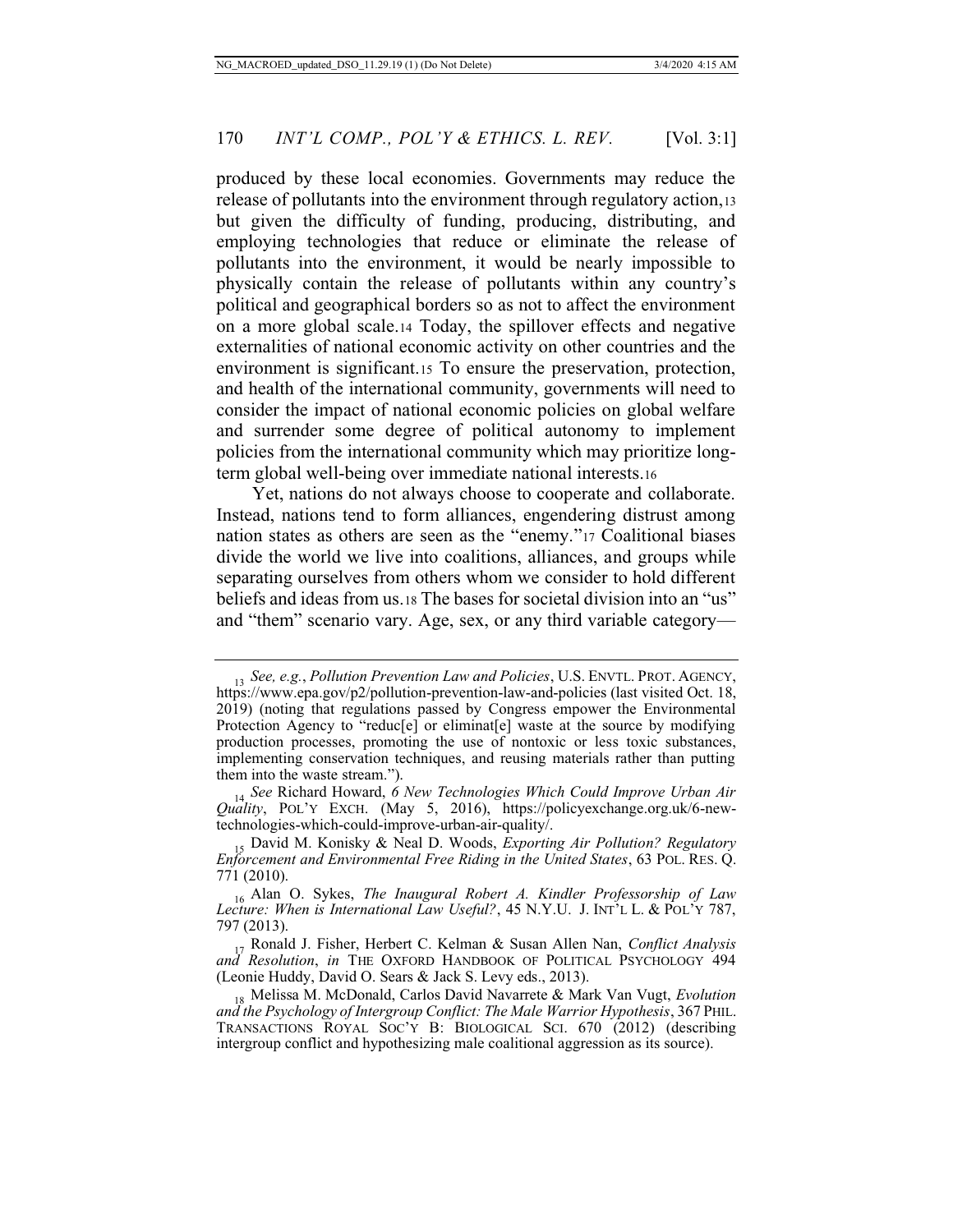produced by these local economies. Governments may reduce the release of pollutants into the environment through regulatory action,[13] but given the difficulty of funding, producing, distributing, and employing technologies that reduce or eliminate the release of pollutants into the environment, it would be nearly impossible to physically contain the release of pollutants within any country's political and geographical borders so as not to affect the environment on a more global scale.[14] Today, the spillover effects and negative externalities of national economic activity on other countries and the environment is significant.[15] To ensure the preservation, protection, and health of the international community, governments will need to consider the impact of national economic policies on global welfare and surrender some degree of political autonomy to implement policies from the international community which may prioritize long-term global well-being over immediate national interests.[16]

Yet, nations do not always choose to cooperate and collaborate. Instead, nations tend to form alliances, engendering distrust among nation states as others are seen as the "enemy."[17] Coalitional biases divide the world we live into coalitions, alliances, and groups while separating ourselves from others whom we consider to hold different beliefs and ideas from us.[18] The bases for societal division into an "us" and "them" scenario vary. Age, sex, or any third variable category—

---

[13] *See, e.g.*, *Pollution Prevention Law and Policies*, U.S. ENVTL. PROT. AGENCY, https://www.epa.gov/p2/pollution-prevention-law-and-policies (last visited Oct. 18, 2019) (noting that regulations passed by Congress empower the Environmental Protection Agency to "reduc[e] or eliminat[e] waste at the source by modifying production processes, promoting the use of nontoxic or less toxic substances, implementing conservation techniques, and reusing materials rather than putting them into the waste stream.").

[14] *See* Richard Howard, *6 New Technologies Which Could Improve Urban Air Quality*, POL'Y EXCH. (May 5, 2016), https://policyexchange.org.uk/6-new-technologies-which-could-improve-urban-air-quality/.

[15] David M. Konisky & Neal D. Woods, *Exporting Air Pollution? Regulatory Enforcement and Environmental Free Riding in the United States*, 63 POL. RES. Q. 771 (2010).

[16] Alan O. Sykes, *The Inaugural Robert A. Kindler Professorship of Law Lecture: When is International Law Useful?*, 45 N.Y.U. J. INT'L L. & POL'Y 787, 797 (2013).

[17] Ronald J. Fisher, Herbert C. Kelman & Susan Allen Nan, *Conflict Analysis and Resolution*, *in* THE OXFORD HANDBOOK OF POLITICAL PSYCHOLOGY 494 (Leonie Huddy, David O. Sears & Jack S. Levy eds., 2013).

[18] Melissa M. McDonald, Carlos David Navarrete & Mark Van Vugt, *Evolution and the Psychology of Intergroup Conflict: The Male Warrior Hypothesis*, 367 PHIL. TRANSACTIONS ROYAL SOC'Y B: BIOLOGICAL SCI. 670 (2012) (describing intergroup conflict and hypothesizing male coalitional aggression as its source).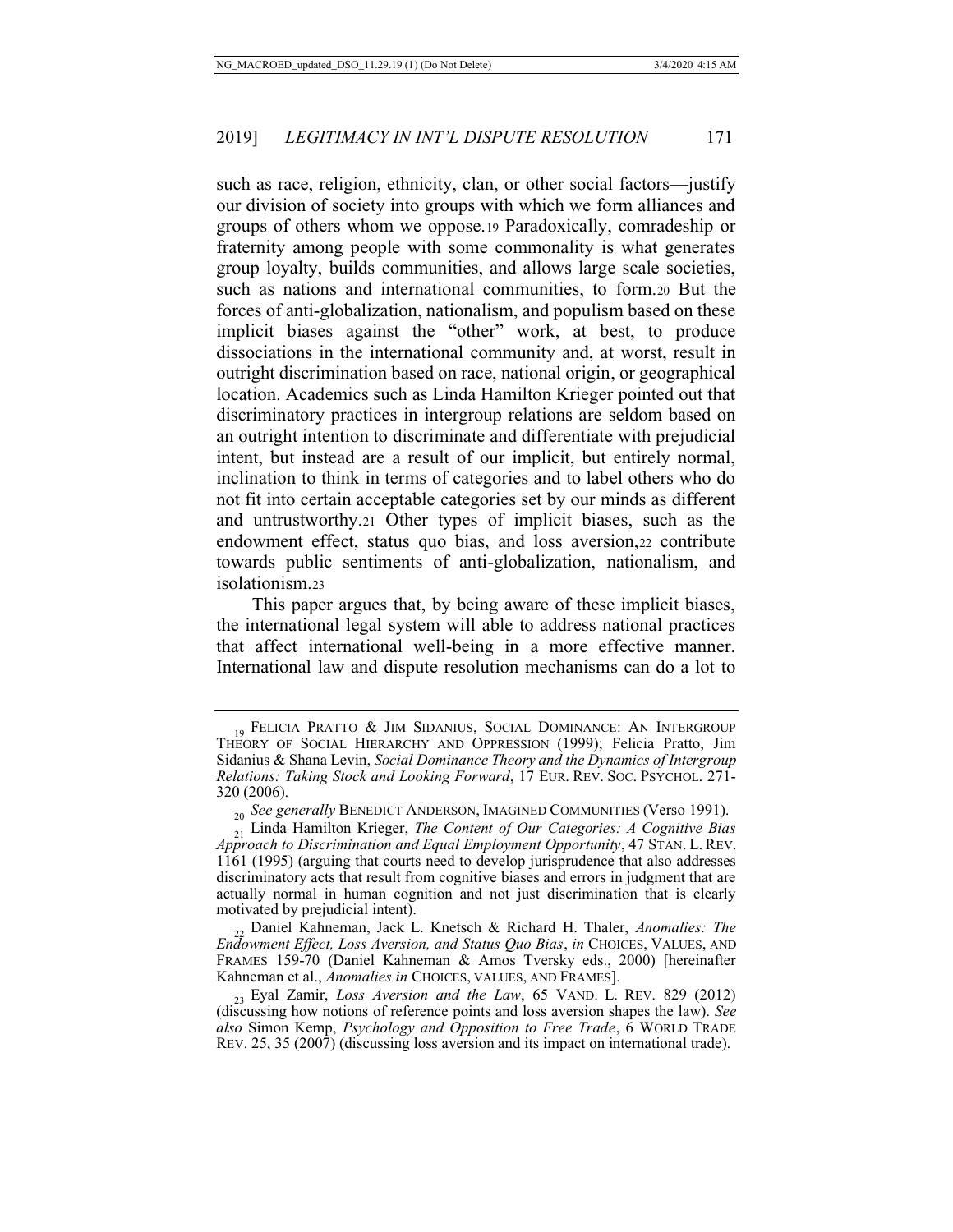such as race, religion, ethnicity, clan, or other social factors—justify our division of society into groups with which we form alliances and groups of others whom we oppose.[19] Paradoxically, comradeship or fraternity among people with some commonality is what generates group loyalty, builds communities, and allows large scale societies, such as nations and international communities, to form.[20] But the forces of anti-globalization, nationalism, and populism based on these implicit biases against the "other" work, at best, to produce dissociations in the international community and, at worst, result in outright discrimination based on race, national origin, or geographical location. Academics such as Linda Hamilton Krieger pointed out that discriminatory practices in intergroup relations are seldom based on an outright intention to discriminate and differentiate with prejudicial intent, but instead are a result of our implicit, but entirely normal, inclination to think in terms of categories and to label others who do not fit into certain acceptable categories set by our minds as different and untrustworthy.[21] Other types of implicit biases, such as the endowment effect, status quo bias, and loss aversion,[22] contribute towards public sentiments of anti-globalization, nationalism, and isolationism.[23]

This paper argues that, by being aware of these implicit biases, the international legal system will able to address national practices that affect international well-being in a more effective manner. International law and dispute resolution mechanisms can do a lot to

---

[19] FELICIA PRATTO & JIM SIDANIUS, SOCIAL DOMINANCE: AN INTERGROUP THEORY OF SOCIAL HIERARCHY AND OPPRESSION (1999); Felicia Pratto, Jim Sidanius & Shana Levin, *Social Dominance Theory and the Dynamics of Intergroup Relations: Taking Stock and Looking Forward*, 17 EUR. REV. SOC. PSYCHOL. 271-320 (2006).

[20] *See generally* BENEDICT ANDERSON, IMAGINED COMMUNITIES (Verso 1991).

[21] Linda Hamilton Krieger, *The Content of Our Categories: A Cognitive Bias Approach to Discrimination and Equal Employment Opportunity*, 47 STAN. L. REV. 1161 (1995) (arguing that courts need to develop jurisprudence that also addresses discriminatory acts that result from cognitive biases and errors in judgment that are actually normal in human cognition and not just discrimination that is clearly motivated by prejudicial intent).

[22] Daniel Kahneman, Jack L. Knetsch & Richard H. Thaler, *Anomalies: The Endowment Effect, Loss Aversion, and Status Quo Bias*, *in* CHOICES, VALUES, AND FRAMES 159-70 (Daniel Kahneman & Amos Tversky eds., 2000) [hereinafter Kahneman et al., *Anomalies in* CHOICES, VALUES, AND FRAMES].

[23] Eyal Zamir, *Loss Aversion and the Law*, 65 VAND. L. REV. 829 (2012) (discussing how notions of reference points and loss aversion shapes the law). *See also* Simon Kemp, *Psychology and Opposition to Free Trade*, 6 WORLD TRADE REV. 25, 35 (2007) (discussing loss aversion and its impact on international trade).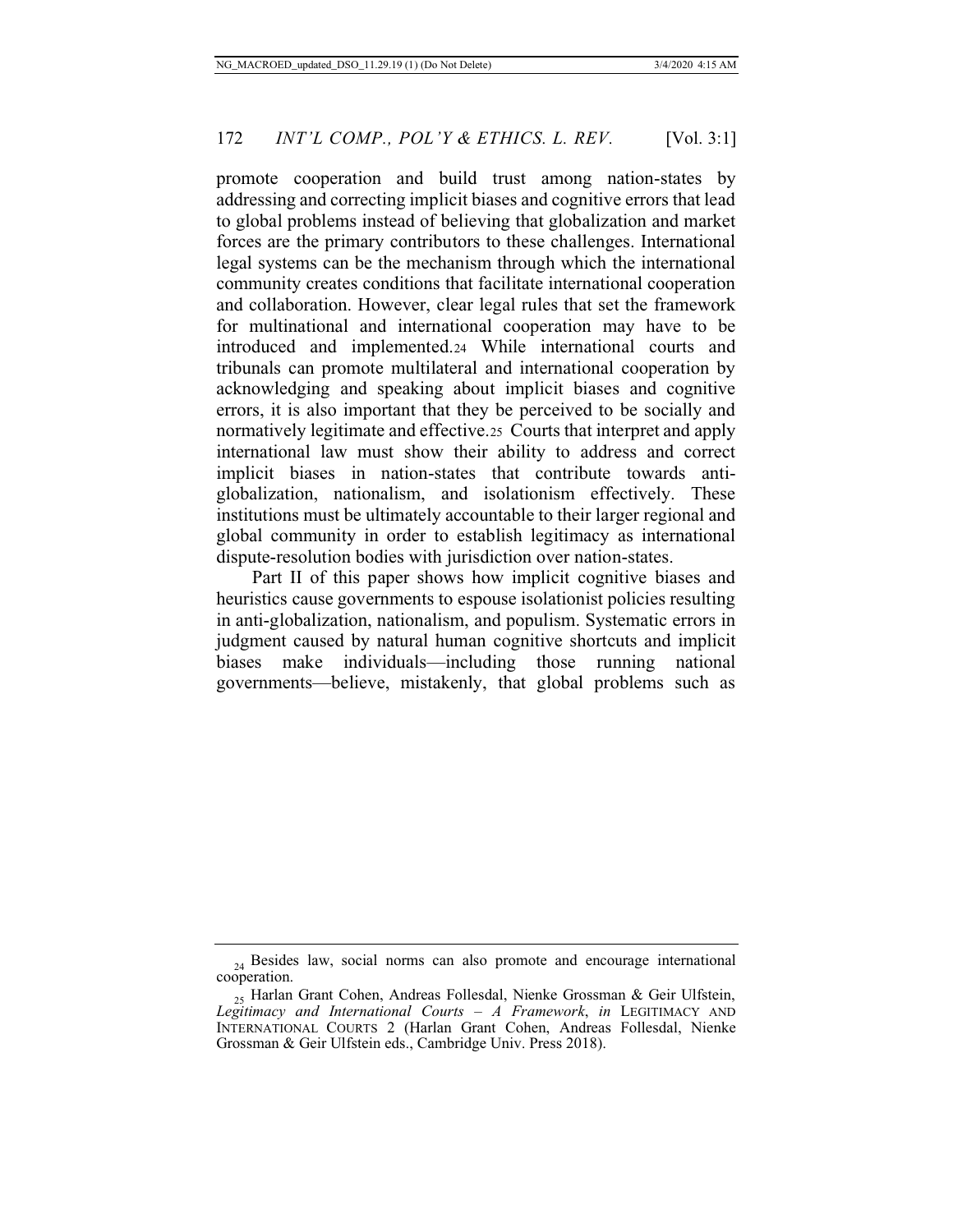promote cooperation and build trust among nation-states by addressing and correcting implicit biases and cognitive errors that lead to global problems instead of believing that globalization and market forces are the primary contributors to these challenges. International legal systems can be the mechanism through which the international community creates conditions that facilitate international cooperation and collaboration. However, clear legal rules that set the framework for multinational and international cooperation may have to be introduced and implemented.[24] While international courts and tribunals can promote multilateral and international cooperation by acknowledging and speaking about implicit biases and cognitive errors, it is also important that they be perceived to be socially and normatively legitimate and effective.[25] Courts that interpret and apply international law must show their ability to address and correct implicit biases in nation-states that contribute towards anti-globalization, nationalism, and isolationism effectively. These institutions must be ultimately accountable to their larger regional and global community in order to establish legitimacy as international dispute-resolution bodies with jurisdiction over nation-states.

Part II of this paper shows how implicit cognitive biases and heuristics cause governments to espouse isolationist policies resulting in anti-globalization, nationalism, and populism. Systematic errors in judgment caused by natural human cognitive shortcuts and implicit biases make individuals—including those running national governments—believe, mistakenly, that global problems such as

---

[24] Besides law, social norms can also promote and encourage international cooperation.

[25] Harlan Grant Cohen, Andreas Follesdal, Nienke Grossman & Geir Ulfstein, *Legitimacy and International Courts – A Framework*, *in* LEGITIMACY AND INTERNATIONAL COURTS 2 (Harlan Grant Cohen, Andreas Follesdal, Nienke Grossman & Geir Ulfstein eds., Cambridge Univ. Press 2018).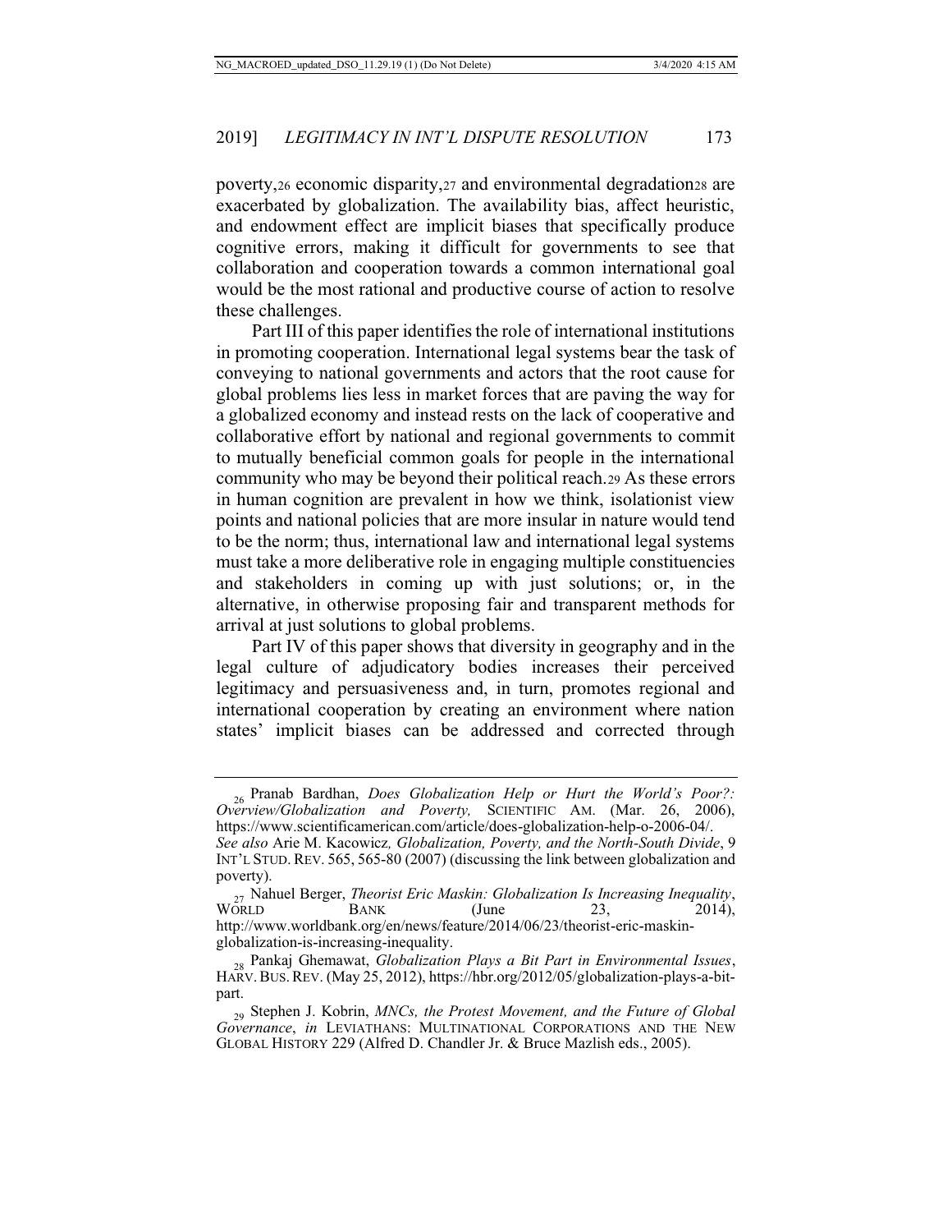poverty,[26] economic disparity,[27] and environmental degradation[28] are exacerbated by globalization. The availability bias, affect heuristic, and endowment effect are implicit biases that specifically produce cognitive errors, making it difficult for governments to see that collaboration and cooperation towards a common international goal would be the most rational and productive course of action to resolve these challenges.

Part III of this paper identifies the role of international institutions in promoting cooperation. International legal systems bear the task of conveying to national governments and actors that the root cause for global problems lies less in market forces that are paving the way for a globalized economy and instead rests on the lack of cooperative and collaborative effort by national and regional governments to commit to mutually beneficial common goals for people in the international community who may be beyond their political reach.[29] As these errors in human cognition are prevalent in how we think, isolationist view points and national policies that are more insular in nature would tend to be the norm; thus, international law and international legal systems must take a more deliberative role in engaging multiple constituencies and stakeholders in coming up with just solutions; or, in the alternative, in otherwise proposing fair and transparent methods for arrival at just solutions to global problems.

Part IV of this paper shows that diversity in geography and in the legal culture of adjudicatory bodies increases their perceived legitimacy and persuasiveness and, in turn, promotes regional and international cooperation by creating an environment where nation states' implicit biases can be addressed and corrected through

---

[26] Pranab Bardhan, *Does Globalization Help or Hurt the World's Poor?: Overview/Globalization and Poverty,* SCIENTIFIC AM. (Mar. 26, 2006), https://www.scientificamerican.com/article/does-globalization-help-o-2006-04/. *See also* Arie M. Kacowicz*, Globalization, Poverty, and the North-South Divide*, 9 INT'L STUD. REV. 565, 565-80 (2007) (discussing the link between globalization and poverty).

[27] Nahuel Berger, *Theorist Eric Maskin: Globalization Is Increasing Inequality*, WORLD BANK (June 23, 2014), http://www.worldbank.org/en/news/feature/2014/06/23/theorist-eric-maskin-globalization-is-increasing-inequality.

[28] Pankaj Ghemawat, *Globalization Plays a Bit Part in Environmental Issues*, HARV. BUS. REV. (May 25, 2012), https://hbr.org/2012/05/globalization-plays-a-bit-part.

[29] Stephen J. Kobrin, *MNCs, the Protest Movement, and the Future of Global Governance*, *in* LEVIATHANS: MULTINATIONAL CORPORATIONS AND THE NEW GLOBAL HISTORY 229 (Alfred D. Chandler Jr. & Bruce Mazlish eds., 2005).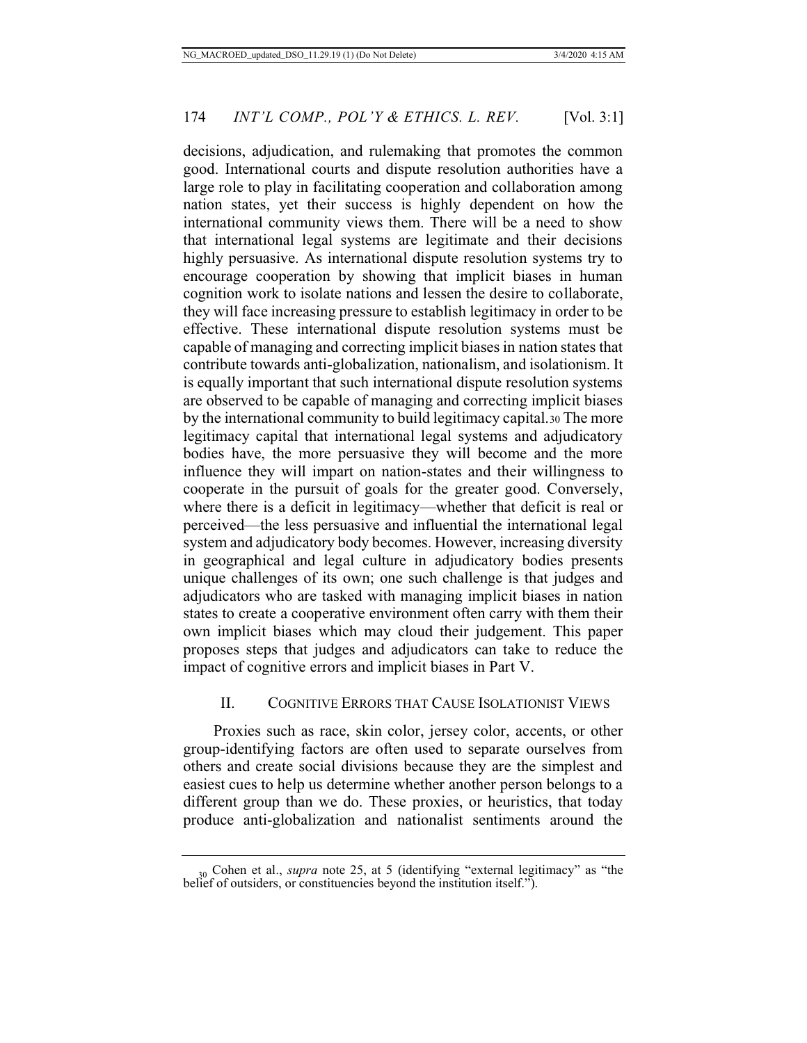decisions, adjudication, and rulemaking that promotes the common good. International courts and dispute resolution authorities have a large role to play in facilitating cooperation and collaboration among nation states, yet their success is highly dependent on how the international community views them. There will be a need to show that international legal systems are legitimate and their decisions highly persuasive. As international dispute resolution systems try to encourage cooperation by showing that implicit biases in human cognition work to isolate nations and lessen the desire to collaborate, they will face increasing pressure to establish legitimacy in order to be effective. These international dispute resolution systems must be capable of managing and correcting implicit biases in nation states that contribute towards anti-globalization, nationalism, and isolationism. It is equally important that such international dispute resolution systems are observed to be capable of managing and correcting implicit biases by the international community to build legitimacy capital.[30] The more legitimacy capital that international legal systems and adjudicatory bodies have, the more persuasive they will become and the more influence they will impart on nation-states and their willingness to cooperate in the pursuit of goals for the greater good. Conversely, where there is a deficit in legitimacy—whether that deficit is real or perceived—the less persuasive and influential the international legal system and adjudicatory body becomes. However, increasing diversity in geographical and legal culture in adjudicatory bodies presents unique challenges of its own; one such challenge is that judges and adjudicators who are tasked with managing implicit biases in nation states to create a cooperative environment often carry with them their own implicit biases which may cloud their judgement. This paper proposes steps that judges and adjudicators can take to reduce the impact of cognitive errors and implicit biases in Part V.

## II. COGNITIVE ERRORS THAT CAUSE ISOLATIONIST VIEWS

Proxies such as race, skin color, jersey color, accents, or other group-identifying factors are often used to separate ourselves from others and create social divisions because they are the simplest and easiest cues to help us determine whether another person belongs to a different group than we do. These proxies, or heuristics, that today produce anti-globalization and nationalist sentiments around the

[30] Cohen et al., *supra* note 25, at 5 (identifying "external legitimacy" as "the belief of outsiders, or constituencies beyond the institution itself.").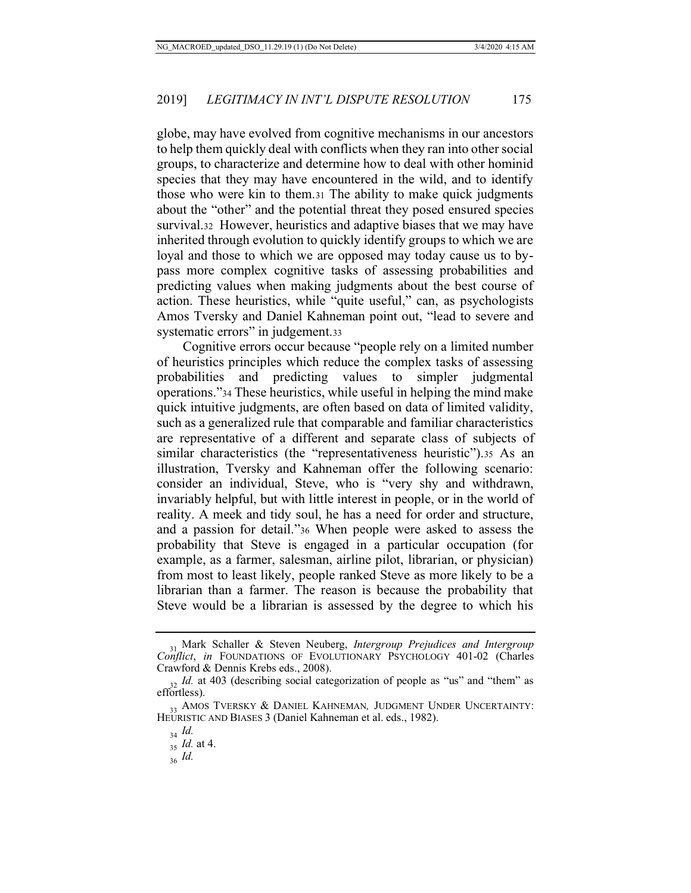globe, may have evolved from cognitive mechanisms in our ancestors to help them quickly deal with conflicts when they ran into other social groups, to characterize and determine how to deal with other hominid species that they may have encountered in the wild, and to identify those who were kin to them.[31] The ability to make quick judgments about the "other" and the potential threat they posed ensured species survival.[32] However, heuristics and adaptive biases that we may have inherited through evolution to quickly identify groups to which we are loyal and those to which we are opposed may today cause us to bypass more complex cognitive tasks of assessing probabilities and predicting values when making judgments about the best course of action. These heuristics, while "quite useful," can, as psychologists Amos Tversky and Daniel Kahneman point out, "lead to severe and systematic errors" in judgement.[33]

Cognitive errors occur because "people rely on a limited number of heuristics principles which reduce the complex tasks of assessing probabilities and predicting values to simpler judgmental operations."[34] These heuristics, while useful in helping the mind make quick intuitive judgments, are often based on data of limited validity, such as a generalized rule that comparable and familiar characteristics are representative of a different and separate class of subjects of similar characteristics (the "representativeness heuristic").[35] As an illustration, Tversky and Kahneman offer the following scenario: consider an individual, Steve, who is "very shy and withdrawn, invariably helpful, but with little interest in people, or in the world of reality. A meek and tidy soul, he has a need for order and structure, and a passion for detail."[36] When people were asked to assess the probability that Steve is engaged in a particular occupation (for example, as a farmer, salesman, airline pilot, librarian, or physician) from most to least likely, people ranked Steve as more likely to be a librarian than a farmer. The reason is because the probability that Steve would be a librarian is assessed by the degree to which his

---

[31] Mark Schaller & Steven Neuberg, *Intergroup Prejudices and Intergroup Conflict*, *in* FOUNDATIONS OF EVOLUTIONARY PSYCHOLOGY 401-02 (Charles Crawford & Dennis Krebs eds., 2008).

[32] *Id.* at 403 (describing social categorization of people as "us" and "them" as effortless).

[33] AMOS TVERSKY & DANIEL KAHNEMAN, JUDGMENT UNDER UNCERTAINTY: HEURISTIC AND BIASES 3 (Daniel Kahneman et al. eds., 1982).

[34] *Id.*

[35] *Id.* at 4.

[36] *Id.*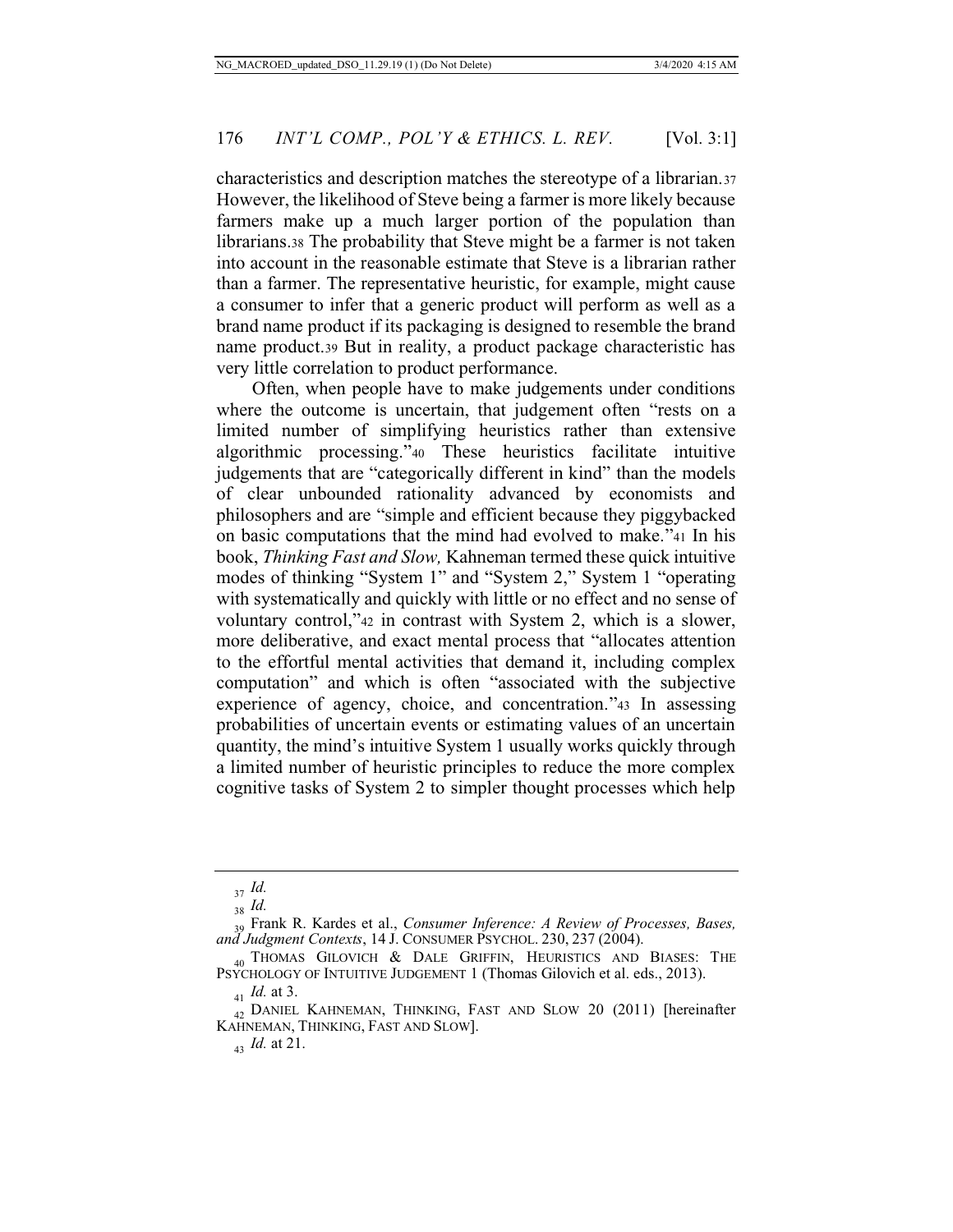characteristics and description matches the stereotype of a librarian.[37] However, the likelihood of Steve being a farmer is more likely because farmers make up a much larger portion of the population than librarians.[38] The probability that Steve might be a farmer is not taken into account in the reasonable estimate that Steve is a librarian rather than a farmer. The representative heuristic, for example, might cause a consumer to infer that a generic product will perform as well as a brand name product if its packaging is designed to resemble the brand name product.[39] But in reality, a product package characteristic has very little correlation to product performance.

Often, when people have to make judgements under conditions where the outcome is uncertain, that judgement often "rests on a limited number of simplifying heuristics rather than extensive algorithmic processing."[40] These heuristics facilitate intuitive judgements that are "categorically different in kind" than the models of clear unbounded rationality advanced by economists and philosophers and are "simple and efficient because they piggybacked on basic computations that the mind had evolved to make."[41] In his book, *Thinking Fast and Slow,* Kahneman termed these quick intuitive modes of thinking "System 1" and "System 2," System 1 "operating with systematically and quickly with little or no effect and no sense of voluntary control,"[42] in contrast with System 2, which is a slower, more deliberative, and exact mental process that "allocates attention to the effortful mental activities that demand it, including complex computation" and which is often "associated with the subjective experience of agency, choice, and concentration."[43] In assessing probabilities of uncertain events or estimating values of an uncertain quantity, the mind's intuitive System 1 usually works quickly through a limited number of heuristic principles to reduce the more complex cognitive tasks of System 2 to simpler thought processes which help

---

[37] *Id.*

[38] *Id.*

[39] Frank R. Kardes et al., *Consumer Inference: A Review of Processes, Bases, and Judgment Contexts*, 14 J. CONSUMER PSYCHOL. 230, 237 (2004).

[40] THOMAS GILOVICH & DALE GRIFFIN, HEURISTICS AND BIASES: THE PSYCHOLOGY OF INTUITIVE JUDGEMENT 1 (Thomas Gilovich et al. eds., 2013).

[41] *Id.* at 3.

[42] DANIEL KAHNEMAN, THINKING, FAST AND SLOW 20 (2011) [hereinafter KAHNEMAN, THINKING, FAST AND SLOW].

[43] *Id.* at 21.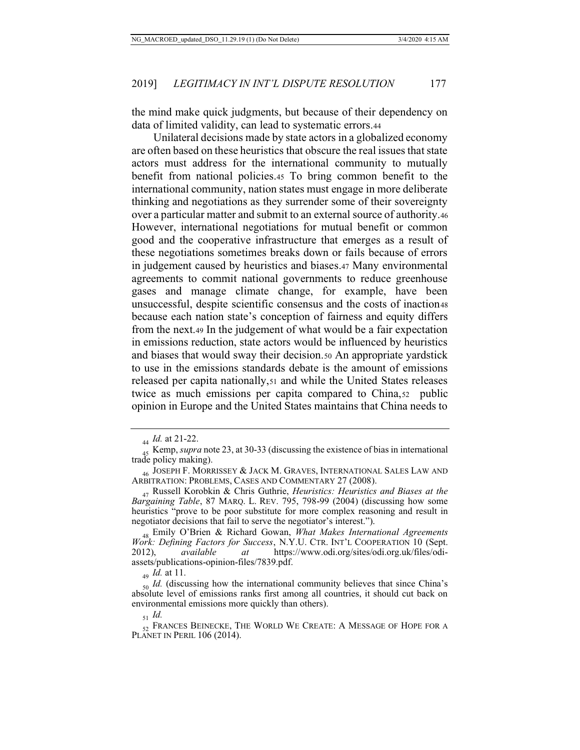the mind make quick judgments, but because of their dependency on data of limited validity, can lead to systematic errors.[44]

Unilateral decisions made by state actors in a globalized economy are often based on these heuristics that obscure the real issues that state actors must address for the international community to mutually benefit from national policies.[45] To bring common benefit to the international community, nation states must engage in more deliberate thinking and negotiations as they surrender some of their sovereignty over a particular matter and submit to an external source of authority.[46] However, international negotiations for mutual benefit or common good and the cooperative infrastructure that emerges as a result of these negotiations sometimes breaks down or fails because of errors in judgement caused by heuristics and biases.[47] Many environmental agreements to commit national governments to reduce greenhouse gases and manage climate change, for example, have been unsuccessful, despite scientific consensus and the costs of inaction[48] because each nation state's conception of fairness and equity differs from the next.[49] In the judgement of what would be a fair expectation in emissions reduction, state actors would be influenced by heuristics and biases that would sway their decision.[50] An appropriate yardstick to use in the emissions standards debate is the amount of emissions released per capita nationally,[51] and while the United States releases twice as much emissions per capita compared to China,[52] public opinion in Europe and the United States maintains that China needs to

---

[44] *Id.* at 21-22.

[45] Kemp, *supra* note 23, at 30-33 (discussing the existence of bias in international trade policy making).

[46] JOSEPH F. MORRISSEY & JACK M. GRAVES, INTERNATIONAL SALES LAW AND ARBITRATION: PROBLEMS, CASES AND COMMENTARY 27 (2008).

[47] Russell Korobkin & Chris Guthrie, *Heuristics: Heuristics and Biases at the Bargaining Table*, 87 MARQ. L. REV. 795, 798-99 (2004) (discussing how some heuristics "prove to be poor substitute for more complex reasoning and result in negotiator decisions that fail to serve the negotiator's interest.").

[48] Emily O'Brien & Richard Gowan, *What Makes International Agreements Work: Defining Factors for Success*, N.Y.U. CTR. INT'L COOPERATION 10 (Sept. 2012), *available at* https://www.odi.org/sites/odi.org.uk/files/odi-assets/publications-opinion-files/7839.pdf.

[49] *Id.* at 11.

[50] *Id.* (discussing how the international community believes that since China's absolute level of emissions ranks first among all countries, it should cut back on environmental emissions more quickly than others).

[51] *Id.*

[52] FRANCES BEINECKE, THE WORLD WE CREATE: A MESSAGE OF HOPE FOR A PLANET IN PERIL 106 (2014).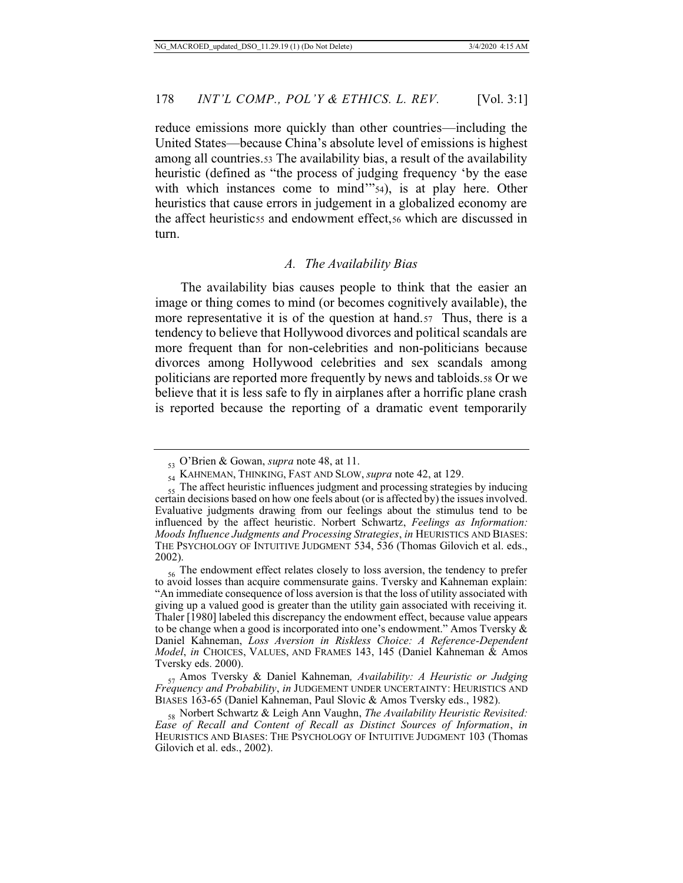reduce emissions more quickly than other countries—including the United States—because China's absolute level of emissions is highest among all countries.[53] The availability bias, a result of the availability heuristic (defined as "the process of judging frequency 'by the ease with which instances come to mind'"[54]), is at play here. Other heuristics that cause errors in judgement in a globalized economy are the affect heuristic[55] and endowment effect,[56] which are discussed in turn.

### *A. The Availability Bias*

The availability bias causes people to think that the easier an image or thing comes to mind (or becomes cognitively available), the more representative it is of the question at hand.[57] Thus, there is a tendency to believe that Hollywood divorces and political scandals are more frequent than for non-celebrities and non-politicians because divorces among Hollywood celebrities and sex scandals among politicians are reported more frequently by news and tabloids.[58] Or we believe that it is less safe to fly in airplanes after a horrific plane crash is reported because the reporting of a dramatic event temporarily

---

[53] O'Brien & Gowan, *supra* note 48, at 11.

[54] KAHNEMAN, THINKING, FAST AND SLOW, *supra* note 42, at 129.

[55] The affect heuristic influences judgment and processing strategies by inducing certain decisions based on how one feels about (or is affected by) the issues involved. Evaluative judgments drawing from our feelings about the stimulus tend to be influenced by the affect heuristic. Norbert Schwartz, *Feelings as Information: Moods Influence Judgments and Processing Strategies*, *in* HEURISTICS AND BIASES: THE PSYCHOLOGY OF INTUITIVE JUDGMENT 534, 536 (Thomas Gilovich et al. eds., 2002).

[56] The endowment effect relates closely to loss aversion, the tendency to prefer to avoid losses than acquire commensurate gains. Tversky and Kahneman explain: "An immediate consequence of loss aversion is that the loss of utility associated with giving up a valued good is greater than the utility gain associated with receiving it. Thaler [1980] labeled this discrepancy the endowment effect, because value appears to be change when a good is incorporated into one's endowment." Amos Tversky & Daniel Kahneman, *Loss Aversion in Riskless Choice: A Reference-Dependent Model*, *in* CHOICES, VALUES, AND FRAMES 143, 145 (Daniel Kahneman & Amos Tversky eds. 2000).

[57] Amos Tversky & Daniel Kahneman*, Availability: A Heuristic or Judging Frequency and Probability*, *in* JUDGEMENT UNDER UNCERTAINTY: HEURISTICS AND BIASES 163-65 (Daniel Kahneman, Paul Slovic & Amos Tversky eds., 1982).

[58] Norbert Schwartz & Leigh Ann Vaughn, *The Availability Heuristic Revisited: Ease of Recall and Content of Recall as Distinct Sources of Information*, *in* HEURISTICS AND BIASES: THE PSYCHOLOGY OF INTUITIVE JUDGMENT 103 (Thomas Gilovich et al. eds., 2002).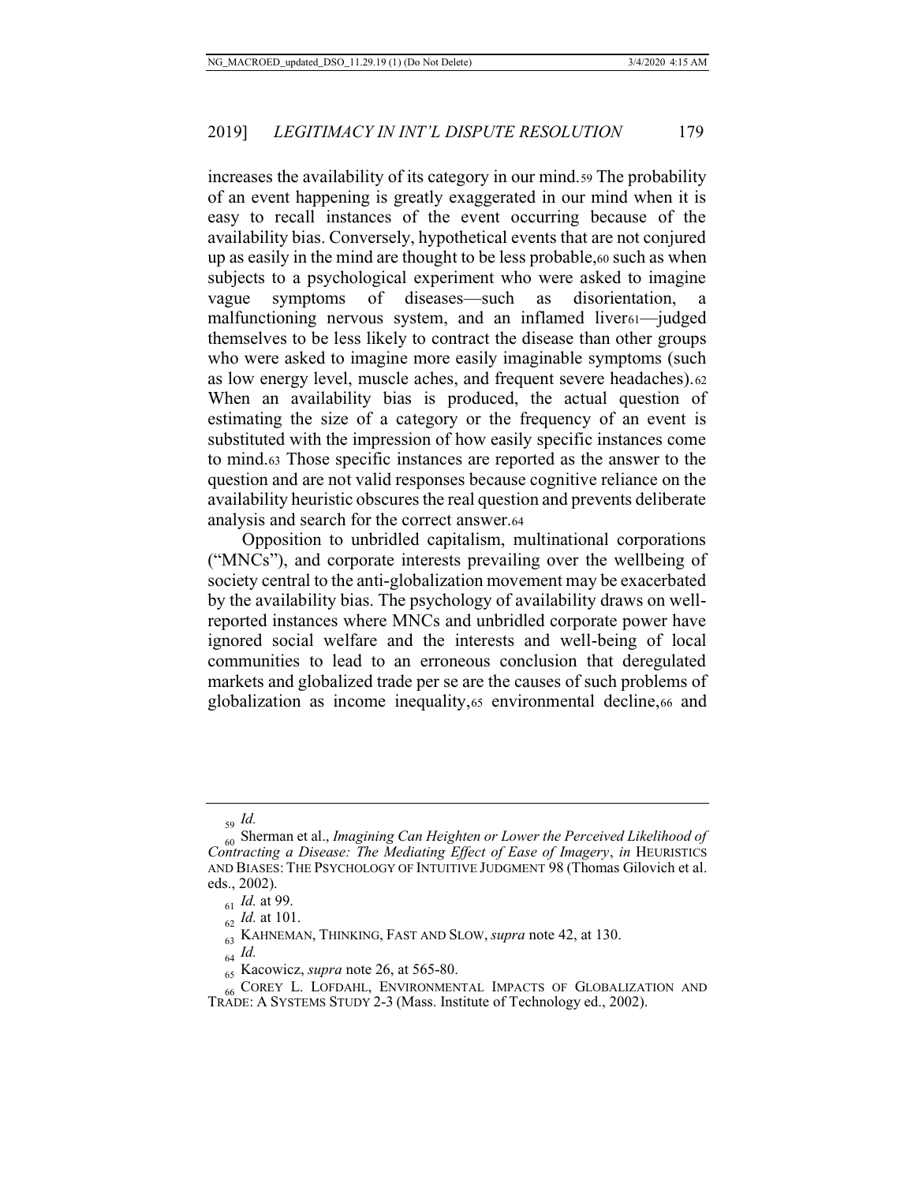increases the availability of its category in our mind.[59] The probability of an event happening is greatly exaggerated in our mind when it is easy to recall instances of the event occurring because of the availability bias. Conversely, hypothetical events that are not conjured up as easily in the mind are thought to be less probable,[60] such as when subjects to a psychological experiment who were asked to imagine vague symptoms of diseases—such as disorientation, a malfunctioning nervous system, and an inflamed liver[61]—judged themselves to be less likely to contract the disease than other groups who were asked to imagine more easily imaginable symptoms (such as low energy level, muscle aches, and frequent severe headaches).[62] When an availability bias is produced, the actual question of estimating the size of a category or the frequency of an event is substituted with the impression of how easily specific instances come to mind.[63] Those specific instances are reported as the answer to the question and are not valid responses because cognitive reliance on the availability heuristic obscures the real question and prevents deliberate analysis and search for the correct answer.[64]

Opposition to unbridled capitalism, multinational corporations ("MNCs"), and corporate interests prevailing over the wellbeing of society central to the anti-globalization movement may be exacerbated by the availability bias. The psychology of availability draws on well-reported instances where MNCs and unbridled corporate power have ignored social welfare and the interests and well-being of local communities to lead to an erroneous conclusion that deregulated markets and globalized trade per se are the causes of such problems of globalization as income inequality,[65] environmental decline,[66] and

---

[59] *Id.*

[60] Sherman et al., *Imagining Can Heighten or Lower the Perceived Likelihood of Contracting a Disease: The Mediating Effect of Ease of Imagery*, *in* HEURISTICS AND BIASES: THE PSYCHOLOGY OF INTUITIVE JUDGMENT 98 (Thomas Gilovich et al. eds., 2002).

[61] *Id.* at 99.

[62] *Id.* at 101.

[63] KAHNEMAN, THINKING, FAST AND SLOW, *supra* note 42, at 130.

[64] *Id.*

[65] Kacowicz, *supra* note 26, at 565-80.

[66] COREY L. LOFDAHL, ENVIRONMENTAL IMPACTS OF GLOBALIZATION AND TRADE: A SYSTEMS STUDY 2-3 (Mass. Institute of Technology ed., 2002).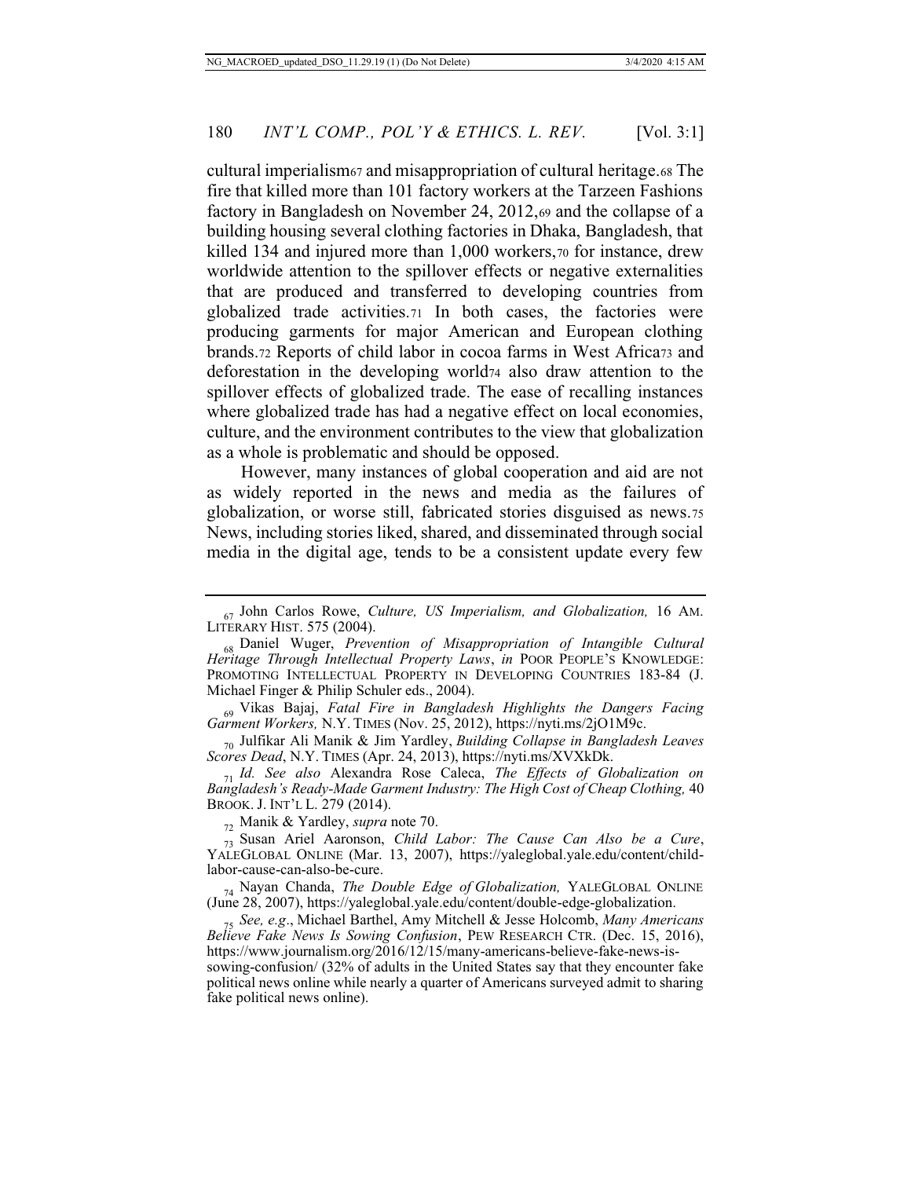cultural imperialism[67] and misappropriation of cultural heritage.[68] The fire that killed more than 101 factory workers at the Tarzeen Fashions factory in Bangladesh on November 24, 2012,[69] and the collapse of a building housing several clothing factories in Dhaka, Bangladesh, that killed 134 and injured more than 1,000 workers,[70] for instance, drew worldwide attention to the spillover effects or negative externalities that are produced and transferred to developing countries from globalized trade activities.[71] In both cases, the factories were producing garments for major American and European clothing brands.[72] Reports of child labor in cocoa farms in West Africa[73] and deforestation in the developing world[74] also draw attention to the spillover effects of globalized trade. The ease of recalling instances where globalized trade has had a negative effect on local economies, culture, and the environment contributes to the view that globalization as a whole is problematic and should be opposed.

However, many instances of global cooperation and aid are not as widely reported in the news and media as the failures of globalization, or worse still, fabricated stories disguised as news.[75] News, including stories liked, shared, and disseminated through social media in the digital age, tends to be a consistent update every few

---

[67] John Carlos Rowe, *Culture, US Imperialism, and Globalization,* 16 AM. LITERARY HIST. 575 (2004).

[68] Daniel Wuger, *Prevention of Misappropriation of Intangible Cultural Heritage Through Intellectual Property Laws*, *in* POOR PEOPLE'S KNOWLEDGE: PROMOTING INTELLECTUAL PROPERTY IN DEVELOPING COUNTRIES 183-84 (J. Michael Finger & Philip Schuler eds., 2004).

[69] Vikas Bajaj, *Fatal Fire in Bangladesh Highlights the Dangers Facing Garment Workers,* N.Y. TIMES (Nov. 25, 2012), https://nyti.ms/2jO1M9c.

[70] Julfikar Ali Manik & Jim Yardley, *Building Collapse in Bangladesh Leaves Scores Dead*, N.Y. TIMES (Apr. 24, 2013), https://nyti.ms/XVXkDk.

[71] *Id. See also* Alexandra Rose Caleca, *The Effects of Globalization on Bangladesh's Ready-Made Garment Industry: The High Cost of Cheap Clothing,* 40 BROOK. J. INT'L L. 279 (2014).

[72] Manik & Yardley, *supra* note 70.

[73] Susan Ariel Aaronson, *Child Labor: The Cause Can Also be a Cure*, YALEGLOBAL ONLINE (Mar. 13, 2007), https://yaleglobal.yale.edu/content/child-labor-cause-can-also-be-cure.

[74] Nayan Chanda, *The Double Edge of Globalization,* YALEGLOBAL ONLINE (June 28, 2007), https://yaleglobal.yale.edu/content/double-edge-globalization.

[75] *See, e.g*., Michael Barthel, Amy Mitchell & Jesse Holcomb, *Many Americans Believe Fake News Is Sowing Confusion*, PEW RESEARCH CTR. (Dec. 15, 2016), https://www.journalism.org/2016/12/15/many-americans-believe-fake-news-is-sowing-confusion/ (32% of adults in the United States say that they encounter fake political news online while nearly a quarter of Americans surveyed admit to sharing fake political news online).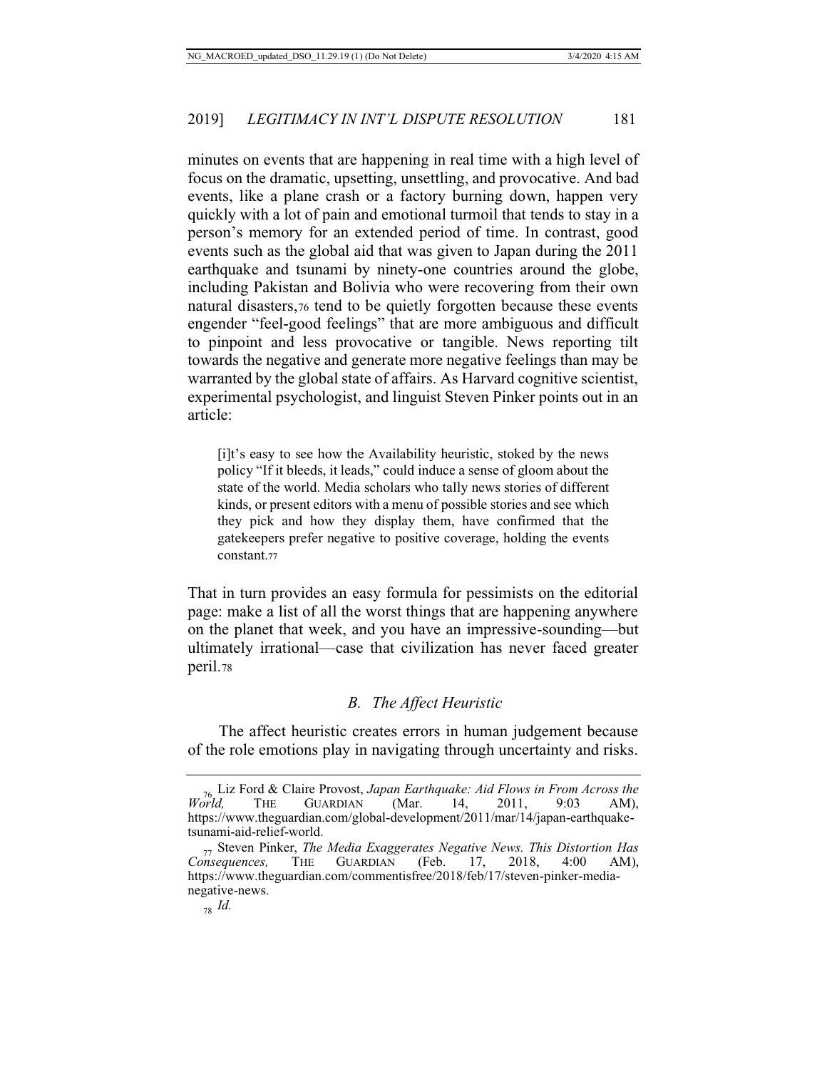minutes on events that are happening in real time with a high level of focus on the dramatic, upsetting, unsettling, and provocative. And bad events, like a plane crash or a factory burning down, happen very quickly with a lot of pain and emotional turmoil that tends to stay in a person's memory for an extended period of time. In contrast, good events such as the global aid that was given to Japan during the 2011 earthquake and tsunami by ninety-one countries around the globe, including Pakistan and Bolivia who were recovering from their own natural disasters,[76] tend to be quietly forgotten because these events engender "feel-good feelings" that are more ambiguous and difficult to pinpoint and less provocative or tangible. News reporting tilt towards the negative and generate more negative feelings than may be warranted by the global state of affairs. As Harvard cognitive scientist, experimental psychologist, and linguist Steven Pinker points out in an article:

> [i]t's easy to see how the Availability heuristic, stoked by the news policy "If it bleeds, it leads," could induce a sense of gloom about the state of the world. Media scholars who tally news stories of different kinds, or present editors with a menu of possible stories and see which they pick and how they display them, have confirmed that the gatekeepers prefer negative to positive coverage, holding the events constant.[77]

That in turn provides an easy formula for pessimists on the editorial page: make a list of all the worst things that are happening anywhere on the planet that week, and you have an impressive-sounding—but ultimately irrational—case that civilization has never faced greater peril.[78]

### *B. The Affect Heuristic*

The affect heuristic creates errors in human judgement because of the role emotions play in navigating through uncertainty and risks.

---

[76] Liz Ford & Claire Provost, *Japan Earthquake: Aid Flows in From Across the World,* THE GUARDIAN (Mar. 14, 2011, 9:03 AM), https://www.theguardian.com/global-development/2011/mar/14/japan-earthquake-tsunami-aid-relief-world.

[77] Steven Pinker, *The Media Exaggerates Negative News. This Distortion Has Consequences,* THE GUARDIAN (Feb. 17, 2018, 4:00 AM), https://www.theguardian.com/commentisfree/2018/feb/17/steven-pinker-media-negative-news.

[78] *Id.*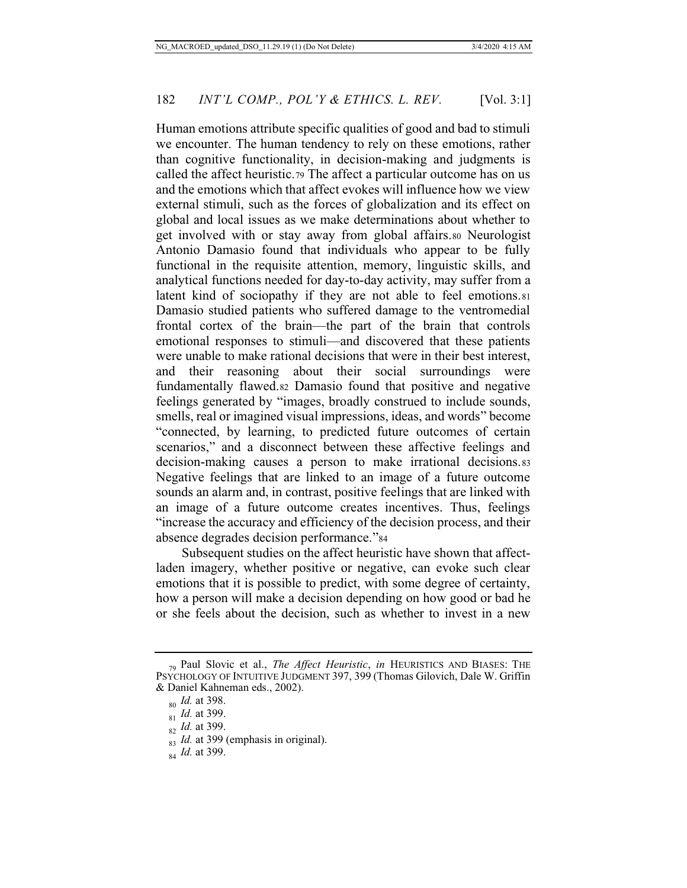Human emotions attribute specific qualities of good and bad to stimuli we encounter. The human tendency to rely on these emotions, rather than cognitive functionality, in decision-making and judgments is called the affect heuristic.[79] The affect a particular outcome has on us and the emotions which that affect evokes will influence how we view external stimuli, such as the forces of globalization and its effect on global and local issues as we make determinations about whether to get involved with or stay away from global affairs.[80] Neurologist Antonio Damasio found that individuals who appear to be fully functional in the requisite attention, memory, linguistic skills, and analytical functions needed for day-to-day activity, may suffer from a latent kind of sociopathy if they are not able to feel emotions.[81] Damasio studied patients who suffered damage to the ventromedial frontal cortex of the brain—the part of the brain that controls emotional responses to stimuli—and discovered that these patients were unable to make rational decisions that were in their best interest, and their reasoning about their social surroundings were fundamentally flawed.[82] Damasio found that positive and negative feelings generated by "images, broadly construed to include sounds, smells, real or imagined visual impressions, ideas, and words" become "connected, by learning, to predicted future outcomes of certain scenarios," and a disconnect between these affective feelings and decision-making causes a person to make irrational decisions.[83] Negative feelings that are linked to an image of a future outcome sounds an alarm and, in contrast, positive feelings that are linked with an image of a future outcome creates incentives. Thus, feelings "increase the accuracy and efficiency of the decision process, and their absence degrades decision performance."[84]

Subsequent studies on the affect heuristic have shown that affect-laden imagery, whether positive or negative, can evoke such clear emotions that it is possible to predict, with some degree of certainty, how a person will make a decision depending on how good or bad he or she feels about the decision, such as whether to invest in a new

---

[79] Paul Slovic et al., *The Affect Heuristic*, *in* HEURISTICS AND BIASES: THE PSYCHOLOGY OF INTUITIVE JUDGMENT 397, 399 (Thomas Gilovich, Dale W. Griffin & Daniel Kahneman eds., 2002).

[80] *Id.* at 398.

[81] *Id.* at 399.

[82] *Id.* at 399.

[83] *Id.* at 399 (emphasis in original).

[84] *Id.* at 399.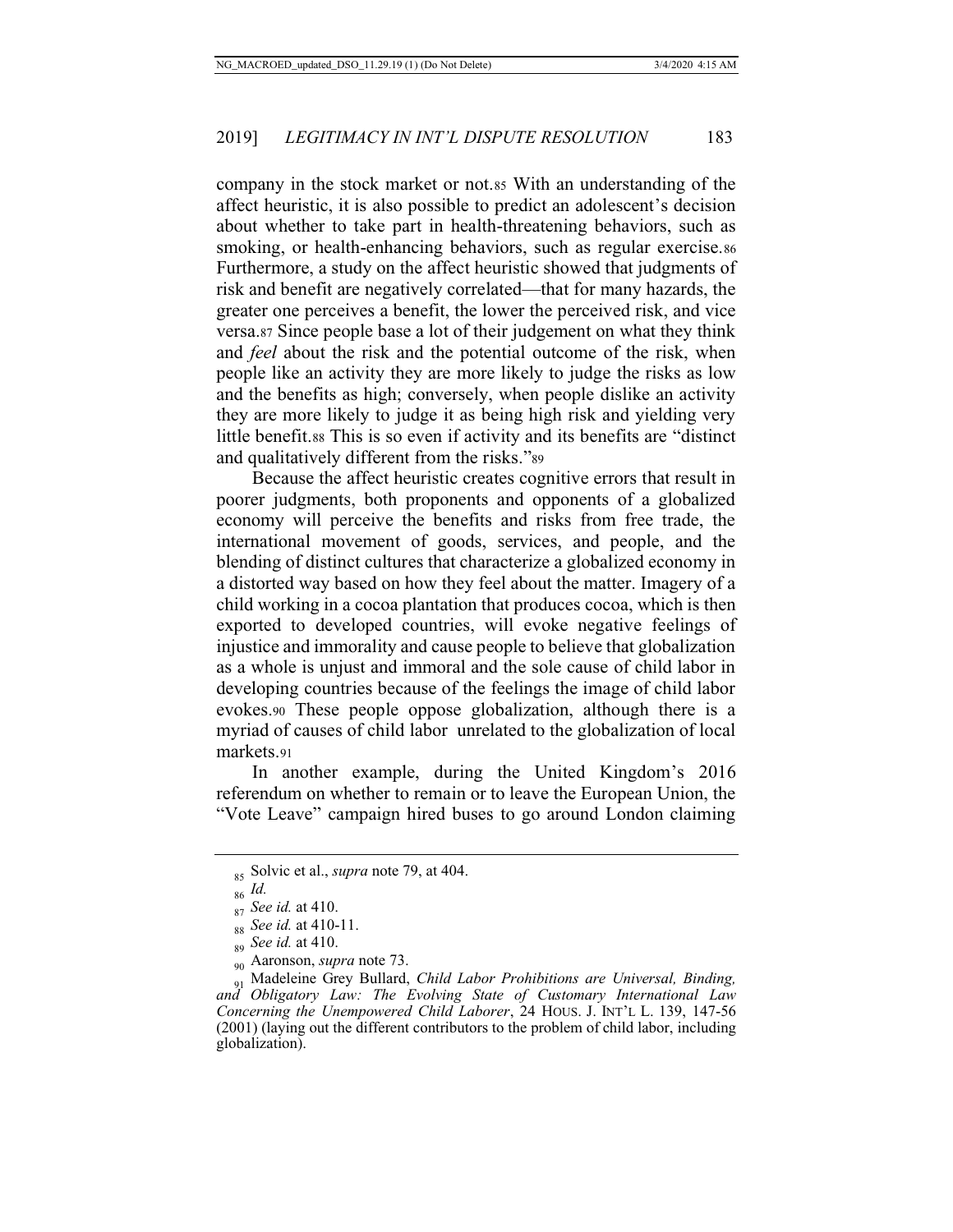company in the stock market or not.[85] With an understanding of the affect heuristic, it is also possible to predict an adolescent's decision about whether to take part in health-threatening behaviors, such as smoking, or health-enhancing behaviors, such as regular exercise.[86] Furthermore, a study on the affect heuristic showed that judgments of risk and benefit are negatively correlated—that for many hazards, the greater one perceives a benefit, the lower the perceived risk, and vice versa.[87] Since people base a lot of their judgement on what they think and *feel* about the risk and the potential outcome of the risk, when people like an activity they are more likely to judge the risks as low and the benefits as high; conversely, when people dislike an activity they are more likely to judge it as being high risk and yielding very little benefit.[88] This is so even if activity and its benefits are "distinct and qualitatively different from the risks."[89]

Because the affect heuristic creates cognitive errors that result in poorer judgments, both proponents and opponents of a globalized economy will perceive the benefits and risks from free trade, the international movement of goods, services, and people, and the blending of distinct cultures that characterize a globalized economy in a distorted way based on how they feel about the matter. Imagery of a child working in a cocoa plantation that produces cocoa, which is then exported to developed countries, will evoke negative feelings of injustice and immorality and cause people to believe that globalization as a whole is unjust and immoral and the sole cause of child labor in developing countries because of the feelings the image of child labor evokes.[90] These people oppose globalization, although there is a myriad of causes of child labor unrelated to the globalization of local markets.[91]

In another example, during the United Kingdom's 2016 referendum on whether to remain or to leave the European Union, the "Vote Leave" campaign hired buses to go around London claiming

---

[85] Solvic et al., *supra* note 79, at 404.

[86] *Id.*

[87] *See id.* at 410.

[88] *See id.* at 410-11.

[89] *See id.* at 410.

[90] Aaronson, *supra* note 73.

[91] Madeleine Grey Bullard, *Child Labor Prohibitions are Universal, Binding, and Obligatory Law: The Evolving State of Customary International Law Concerning the Unempowered Child Laborer*, 24 HOUS. J. INT'L L. 139, 147-56 (2001) (laying out the different contributors to the problem of child labor, including globalization).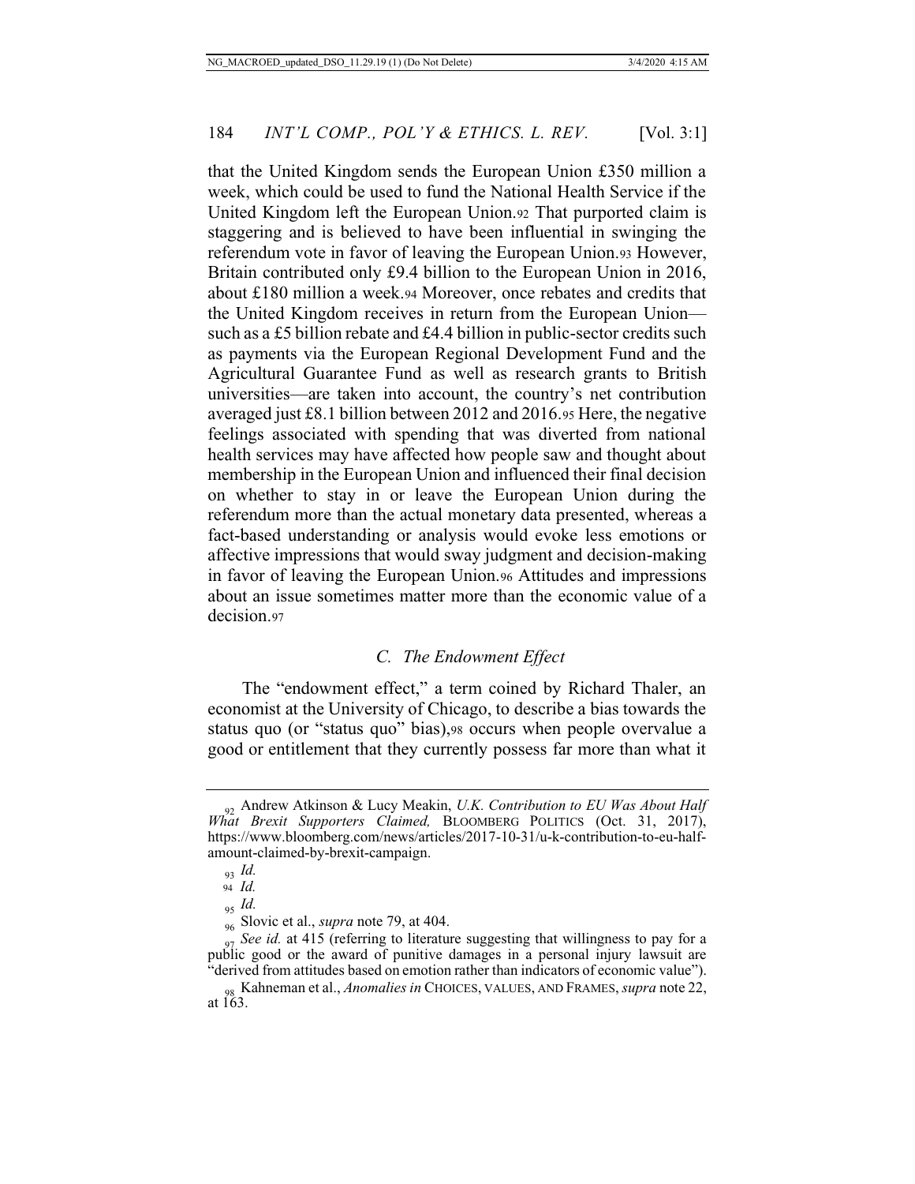that the United Kingdom sends the European Union £350 million a week, which could be used to fund the National Health Service if the United Kingdom left the European Union.[92] That purported claim is staggering and is believed to have been influential in swinging the referendum vote in favor of leaving the European Union.[93] However, Britain contributed only £9.4 billion to the European Union in 2016, about £180 million a week.[94] Moreover, once rebates and credits that the United Kingdom receives in return from the European Union—such as a £5 billion rebate and £4.4 billion in public-sector credits such as payments via the European Regional Development Fund and the Agricultural Guarantee Fund as well as research grants to British universities—are taken into account, the country's net contribution averaged just £8.1 billion between 2012 and 2016.[95] Here, the negative feelings associated with spending that was diverted from national health services may have affected how people saw and thought about membership in the European Union and influenced their final decision on whether to stay in or leave the European Union during the referendum more than the actual monetary data presented, whereas a fact-based understanding or analysis would evoke less emotions or affective impressions that would sway judgment and decision-making in favor of leaving the European Union.[96] Attitudes and impressions about an issue sometimes matter more than the economic value of a decision.[97]

### *C. The Endowment Effect*

The "endowment effect," a term coined by Richard Thaler, an economist at the University of Chicago, to describe a bias towards the status quo (or "status quo" bias),[98] occurs when people overvalue a good or entitlement that they currently possess far more than what it

---

[92] Andrew Atkinson & Lucy Meakin, *U.K. Contribution to EU Was About Half What Brexit Supporters Claimed,* BLOOMBERG POLITICS (Oct. 31, 2017), https://www.bloomberg.com/news/articles/2017-10-31/u-k-contribution-to-eu-half-amount-claimed-by-brexit-campaign.

[93] *Id.*

[94] *Id.*

[95] *Id.*

[96] Slovic et al., *supra* note 79, at 404.

[97] *See id.* at 415 (referring to literature suggesting that willingness to pay for a public good or the award of punitive damages in a personal injury lawsuit are "derived from attitudes based on emotion rather than indicators of economic value").

[98] Kahneman et al., *Anomalies in* CHOICES, VALUES, AND FRAMES, *supra* note 22, at 163.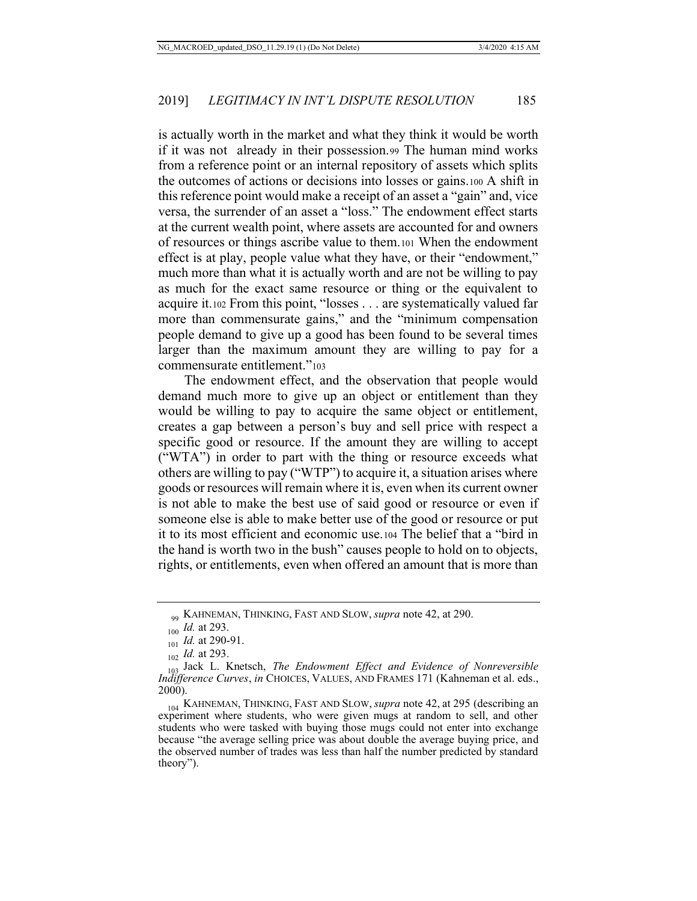is actually worth in the market and what they think it would be worth if it was not  already in their possession.[99] The human mind works from a reference point or an internal repository of assets which splits the outcomes of actions or decisions into losses or gains.[100] A shift in this reference point would make a receipt of an asset a "gain" and, vice versa, the surrender of an asset a "loss." The endowment effect starts at the current wealth point, where assets are accounted for and owners of resources or things ascribe value to them.[101] When the endowment effect is at play, people value what they have, or their "endowment," much more than what it is actually worth and are not be willing to pay as much for the exact same resource or thing or the equivalent to acquire it.[102] From this point, "losses . . . are systematically valued far more than commensurate gains," and the "minimum compensation people demand to give up a good has been found to be several times larger than the maximum amount they are willing to pay for a commensurate entitlement."[103]

The endowment effect, and the observation that people would demand much more to give up an object or entitlement than they would be willing to pay to acquire the same object or entitlement, creates a gap between a person's buy and sell price with respect a specific good or resource. If the amount they are willing to accept ("WTA") in order to part with the thing or resource exceeds what others are willing to pay ("WTP") to acquire it, a situation arises where goods or resources will remain where it is, even when its current owner is not able to make the best use of said good or resource or even if someone else is able to make better use of the good or resource or put it to its most efficient and economic use.[104] The belief that a "bird in the hand is worth two in the bush" causes people to hold on to objects, rights, or entitlements, even when offered an amount that is more than

---

[99] KAHNEMAN, THINKING, FAST AND SLOW, *supra* note 42, at 290.

[100] *Id.* at 293.

[101] *Id.* at 290-91.

[102] *Id.* at 293.

[103] Jack L. Knetsch, *The Endowment Effect and Evidence of Nonreversible Indifference Curves*, *in* CHOICES, VALUES, AND FRAMES 171 (Kahneman et al. eds., 2000).

[104] KAHNEMAN, THINKING, FAST AND SLOW, *supra* note 42, at 295 (describing an experiment where students, who were given mugs at random to sell, and other students who were tasked with buying those mugs could not enter into exchange because "the average selling price was about double the average buying price, and the observed number of trades was less than half the number predicted by standard theory").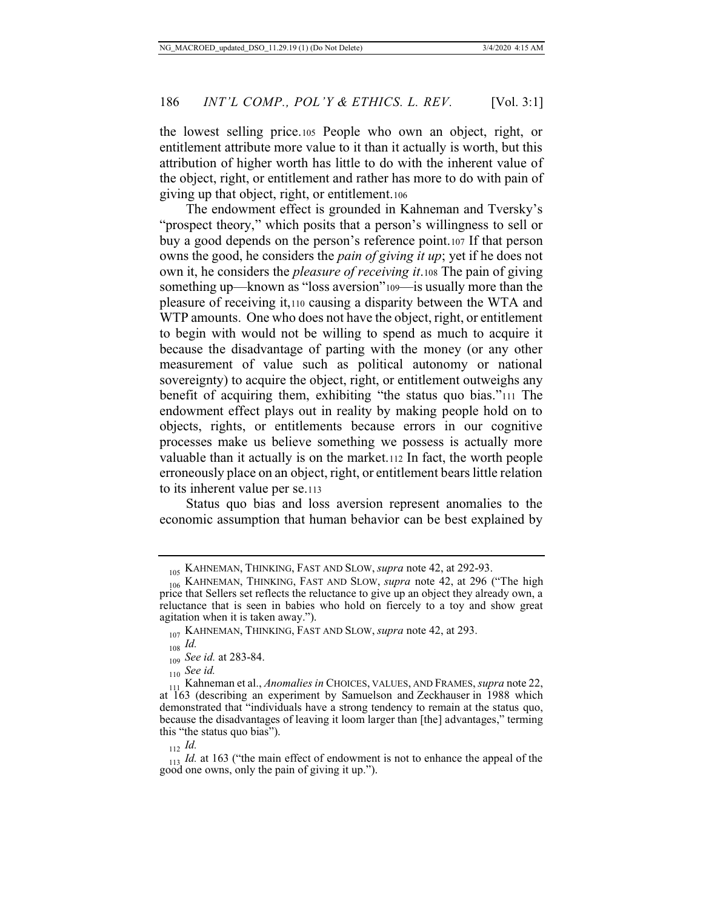the lowest selling price.[105] People who own an object, right, or entitlement attribute more value to it than it actually is worth, but this attribution of higher worth has little to do with the inherent value of the object, right, or entitlement and rather has more to do with pain of giving up that object, right, or entitlement.[106]

The endowment effect is grounded in Kahneman and Tversky's "prospect theory," which posits that a person's willingness to sell or buy a good depends on the person's reference point.[107] If that person owns the good, he considers the *pain of giving it up*; yet if he does not own it, he considers the *pleasure of receiving it*.[108] The pain of giving something up—known as "loss aversion"[109]—is usually more than the pleasure of receiving it,[110] causing a disparity between the WTA and WTP amounts. One who does not have the object, right, or entitlement to begin with would not be willing to spend as much to acquire it because the disadvantage of parting with the money (or any other measurement of value such as political autonomy or national sovereignty) to acquire the object, right, or entitlement outweighs any benefit of acquiring them, exhibiting "the status quo bias."[111] The endowment effect plays out in reality by making people hold on to objects, rights, or entitlements because errors in our cognitive processes make us believe something we possess is actually more valuable than it actually is on the market.[112] In fact, the worth people erroneously place on an object, right, or entitlement bears little relation to its inherent value per se.[113]

Status quo bias and loss aversion represent anomalies to the economic assumption that human behavior can be best explained by

---

[105] KAHNEMAN, THINKING, FAST AND SLOW, *supra* note 42, at 292-93.

[106] KAHNEMAN, THINKING, FAST AND SLOW, *supra* note 42, at 296 ("The high price that Sellers set reflects the reluctance to give up an object they already own, a reluctance that is seen in babies who hold on fiercely to a toy and show great agitation when it is taken away.").

[107] KAHNEMAN, THINKING, FAST AND SLOW, *supra* note 42, at 293.

[108] *Id.*

[109] *See id.* at 283-84.

[110] *See id.*

[111] Kahneman et al., *Anomalies in* CHOICES, VALUES, AND FRAMES, *supra* note 22, at 163 (describing an experiment by Samuelson and Zeckhauser in 1988 which demonstrated that "individuals have a strong tendency to remain at the status quo, because the disadvantages of leaving it loom larger than [the] advantages," terming this "the status quo bias").

[112] *Id.*

[113] *Id.* at 163 ("the main effect of endowment is not to enhance the appeal of the good one owns, only the pain of giving it up.").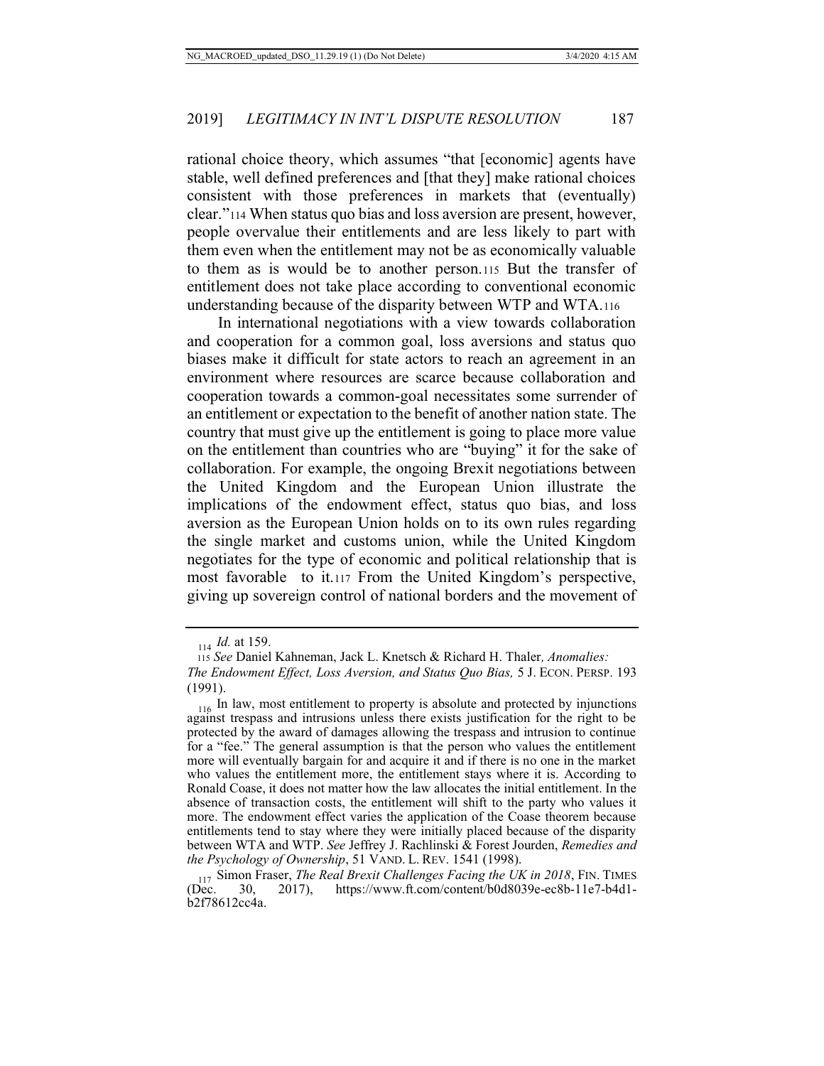rational choice theory, which assumes "that [economic] agents have stable, well defined preferences and [that they] make rational choices consistent with those preferences in markets that (eventually) clear."[114] When status quo bias and loss aversion are present, however, people overvalue their entitlements and are less likely to part with them even when the entitlement may not be as economically valuable to them as is would be to another person.[115] But the transfer of entitlement does not take place according to conventional economic understanding because of the disparity between WTP and WTA.[116]

In international negotiations with a view towards collaboration and cooperation for a common goal, loss aversions and status quo biases make it difficult for state actors to reach an agreement in an environment where resources are scarce because collaboration and cooperation towards a common-goal necessitates some surrender of an entitlement or expectation to the benefit of another nation state. The country that must give up the entitlement is going to place more value on the entitlement than countries who are "buying" it for the sake of collaboration. For example, the ongoing Brexit negotiations between the United Kingdom and the European Union illustrate the implications of the endowment effect, status quo bias, and loss aversion as the European Union holds on to its own rules regarding the single market and customs union, while the United Kingdom negotiates for the type of economic and political relationship that is most favorable to it.[117] From the United Kingdom's perspective, giving up sovereign control of national borders and the movement of

---

[114] *Id.* at 159.

[115] *See* Daniel Kahneman, Jack L. Knetsch & Richard H. Thaler*, Anomalies: The Endowment Effect, Loss Aversion, and Status Quo Bias,* 5 J. ECON. PERSP. 193 (1991).

[116] In law, most entitlement to property is absolute and protected by injunctions against trespass and intrusions unless there exists justification for the right to be protected by the award of damages allowing the trespass and intrusion to continue for a "fee." The general assumption is that the person who values the entitlement more will eventually bargain for and acquire it and if there is no one in the market who values the entitlement more, the entitlement stays where it is. According to Ronald Coase, it does not matter how the law allocates the initial entitlement. In the absence of transaction costs, the entitlement will shift to the party who values it more. The endowment effect varies the application of the Coase theorem because entitlements tend to stay where they were initially placed because of the disparity between WTA and WTP. *See* Jeffrey J. Rachlinski & Forest Jourden, *Remedies and the Psychology of Ownership*, 51 VAND. L. REV. 1541 (1998).

[117] Simon Fraser, *The Real Brexit Challenges Facing the UK in 2018*, FIN. TIMES (Dec. 30, 2017), https://www.ft.com/content/b0d8039e-ec8b-11e7-b4d1-b2f78612cc4a.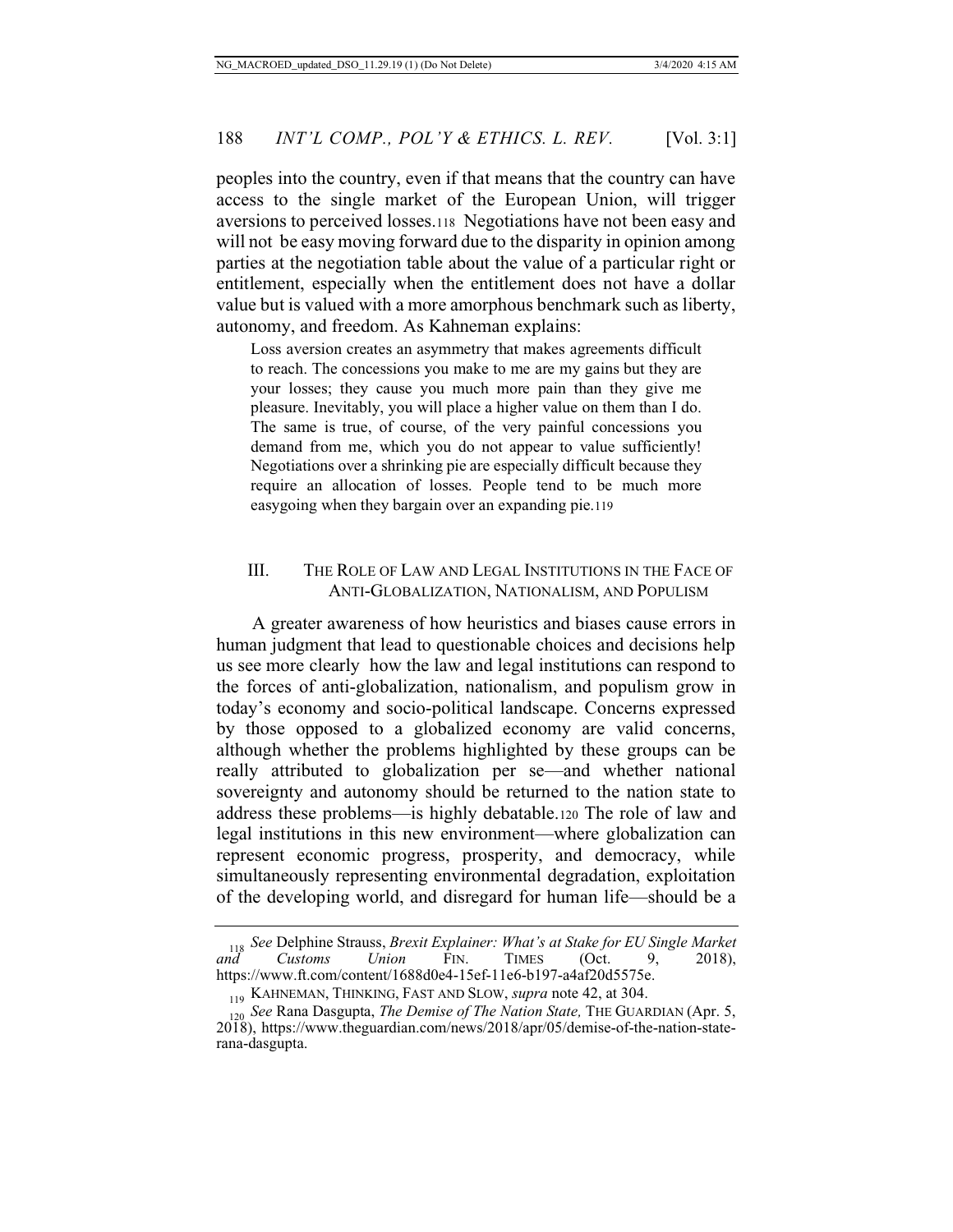peoples into the country, even if that means that the country can have access to the single market of the European Union, will trigger aversions to perceived losses.[118] Negotiations have not been easy and will not be easy moving forward due to the disparity in opinion among parties at the negotiation table about the value of a particular right or entitlement, especially when the entitlement does not have a dollar value but is valued with a more amorphous benchmark such as liberty, autonomy, and freedom. As Kahneman explains:

> Loss aversion creates an asymmetry that makes agreements difficult to reach. The concessions you make to me are my gains but they are your losses; they cause you much more pain than they give me pleasure. Inevitably, you will place a higher value on them than I do. The same is true, of course, of the very painful concessions you demand from me, which you do not appear to value sufficiently! Negotiations over a shrinking pie are especially difficult because they require an allocation of losses. People tend to be much more easygoing when they bargain over an expanding pie.[119]

## III. The Role of Law and Legal Institutions in the Face of Anti-Globalization, Nationalism, and Populism

A greater awareness of how heuristics and biases cause errors in human judgment that lead to questionable choices and decisions help us see more clearly how the law and legal institutions can respond to the forces of anti-globalization, nationalism, and populism grow in today's economy and socio-political landscape. Concerns expressed by those opposed to a globalized economy are valid concerns, although whether the problems highlighted by these groups can be really attributed to globalization per se—and whether national sovereignty and autonomy should be returned to the nation state to address these problems—is highly debatable.[120] The role of law and legal institutions in this new environment—where globalization can represent economic progress, prosperity, and democracy, while simultaneously representing environmental degradation, exploitation of the developing world, and disregard for human life—should be a

---

[118] *See* Delphine Strauss, *Brexit Explainer: What's at Stake for EU Single Market and Customs Union* FIN. TIMES (Oct. 9, 2018), https://www.ft.com/content/1688d0e4-15ef-11e6-b197-a4af20d5575e.

[119] KAHNEMAN, THINKING, FAST AND SLOW, *supra* note 42, at 304.

[120] *See* Rana Dasgupta, *The Demise of The Nation State,* THE GUARDIAN (Apr. 5, 2018), https://www.theguardian.com/news/2018/apr/05/demise-of-the-nation-state-rana-dasgupta.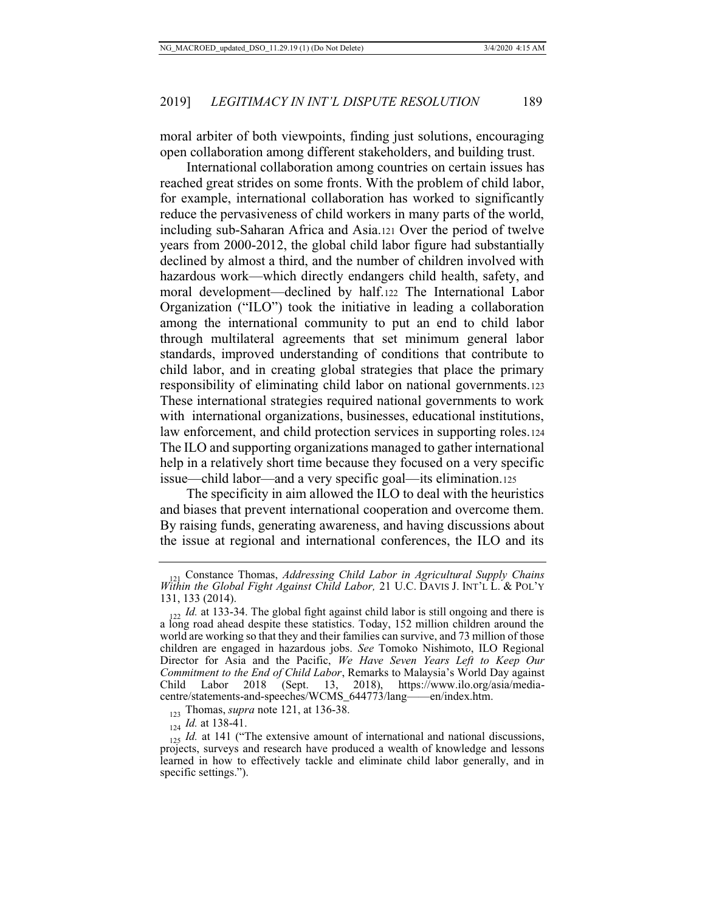moral arbiter of both viewpoints, finding just solutions, encouraging open collaboration among different stakeholders, and building trust.

International collaboration among countries on certain issues has reached great strides on some fronts. With the problem of child labor, for example, international collaboration has worked to significantly reduce the pervasiveness of child workers in many parts of the world, including sub-Saharan Africa and Asia.[121] Over the period of twelve years from 2000-2012, the global child labor figure had substantially declined by almost a third, and the number of children involved with hazardous work—which directly endangers child health, safety, and moral development—declined by half.[122] The International Labor Organization ("ILO") took the initiative in leading a collaboration among the international community to put an end to child labor through multilateral agreements that set minimum general labor standards, improved understanding of conditions that contribute to child labor, and in creating global strategies that place the primary responsibility of eliminating child labor on national governments.[123] These international strategies required national governments to work with international organizations, businesses, educational institutions, law enforcement, and child protection services in supporting roles.[124] The ILO and supporting organizations managed to gather international help in a relatively short time because they focused on a very specific issue—child labor—and a very specific goal—its elimination.[125]

The specificity in aim allowed the ILO to deal with the heuristics and biases that prevent international cooperation and overcome them. By raising funds, generating awareness, and having discussions about the issue at regional and international conferences, the ILO and its

---

[121] Constance Thomas, *Addressing Child Labor in Agricultural Supply Chains Within the Global Fight Against Child Labor,* 21 U.C. DAVIS J. INT'L L. & POL'Y 131, 133 (2014).

[122] *Id.* at 133-34. The global fight against child labor is still ongoing and there is a long road ahead despite these statistics. Today, 152 million children around the world are working so that they and their families can survive, and 73 million of those children are engaged in hazardous jobs. *See* Tomoko Nishimoto, ILO Regional Director for Asia and the Pacific, *We Have Seven Years Left to Keep Our Commitment to the End of Child Labor*, Remarks to Malaysia's World Day against Child Labor 2018 (Sept. 13, 2018), https://www.ilo.org/asia/media-centre/statements-and-speeches/WCMS_644773/lang——en/index.htm.

[123] Thomas, *supra* note 121, at 136-38.

[124] *Id.* at 138-41.

[125] *Id.* at 141 ("The extensive amount of international and national discussions, projects, surveys and research have produced a wealth of knowledge and lessons learned in how to effectively tackle and eliminate child labor generally, and in specific settings.").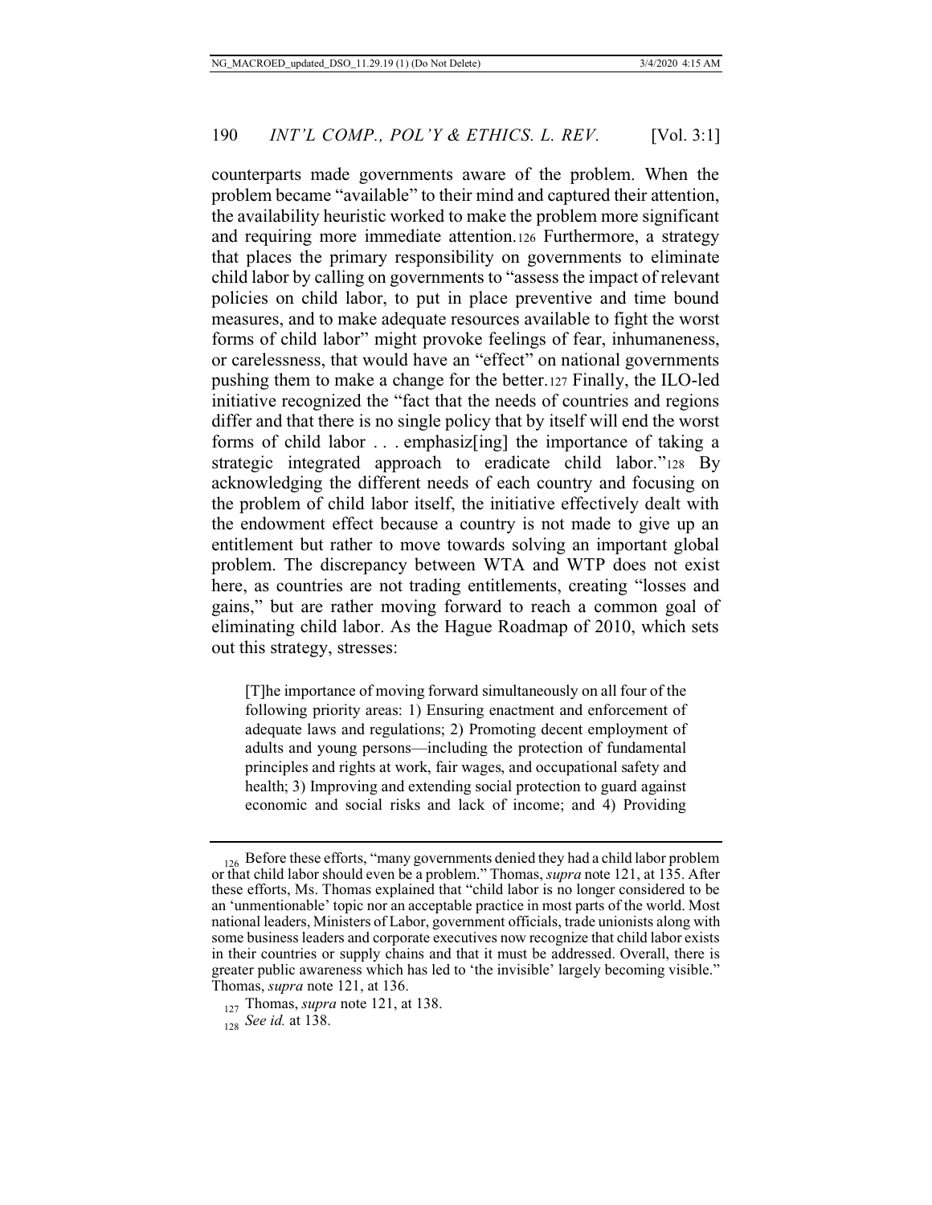counterparts made governments aware of the problem. When the problem became "available" to their mind and captured their attention, the availability heuristic worked to make the problem more significant and requiring more immediate attention.[126] Furthermore, a strategy that places the primary responsibility on governments to eliminate child labor by calling on governments to "assess the impact of relevant policies on child labor, to put in place preventive and time bound measures, and to make adequate resources available to fight the worst forms of child labor" might provoke feelings of fear, inhumaneness, or carelessness, that would have an "effect" on national governments pushing them to make a change for the better.[127] Finally, the ILO-led initiative recognized the "fact that the needs of countries and regions differ and that there is no single policy that by itself will end the worst forms of child labor . . . emphasiz[ing] the importance of taking a strategic integrated approach to eradicate child labor."[128] By acknowledging the different needs of each country and focusing on the problem of child labor itself, the initiative effectively dealt with the endowment effect because a country is not made to give up an entitlement but rather to move towards solving an important global problem. The discrepancy between WTA and WTP does not exist here, as countries are not trading entitlements, creating "losses and gains," but are rather moving forward to reach a common goal of eliminating child labor. As the Hague Roadmap of 2010, which sets out this strategy, stresses:

> [T]he importance of moving forward simultaneously on all four of the following priority areas: 1) Ensuring enactment and enforcement of adequate laws and regulations; 2) Promoting decent employment of adults and young persons—including the protection of fundamental principles and rights at work, fair wages, and occupational safety and health; 3) Improving and extending social protection to guard against economic and social risks and lack of income; and 4) Providing

---

[126] Before these efforts, "many governments denied they had a child labor problem or that child labor should even be a problem." Thomas, *supra* note 121, at 135. After these efforts, Ms. Thomas explained that "child labor is no longer considered to be an 'unmentionable' topic nor an acceptable practice in most parts of the world. Most national leaders, Ministers of Labor, government officials, trade unionists along with some business leaders and corporate executives now recognize that child labor exists in their countries or supply chains and that it must be addressed. Overall, there is greater public awareness which has led to 'the invisible' largely becoming visible." Thomas, *supra* note 121, at 136.

[127] Thomas, *supra* note 121, at 138.

[128] *See id.* at 138.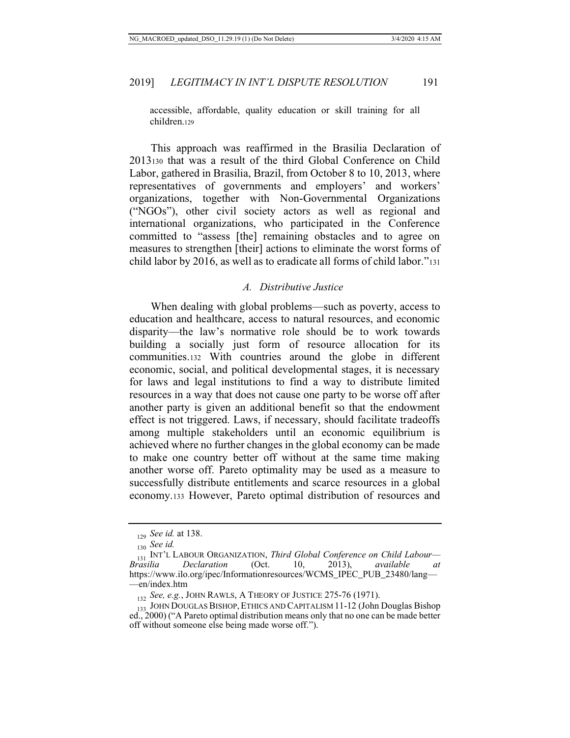accessible, affordable, quality education or skill training for all children.[129]

This approach was reaffirmed in the Brasilia Declaration of 2013[130] that was a result of the third Global Conference on Child Labor, gathered in Brasilia, Brazil, from October 8 to 10, 2013, where representatives of governments and employers' and workers' organizations, together with Non-Governmental Organizations ("NGOs"), other civil society actors as well as regional and international organizations, who participated in the Conference committed to "assess [the] remaining obstacles and to agree on measures to strengthen [their] actions to eliminate the worst forms of child labor by 2016, as well as to eradicate all forms of child labor."[131]

### *A. Distributive Justice*

When dealing with global problems—such as poverty, access to education and healthcare, access to natural resources, and economic disparity—the law's normative role should be to work towards building a socially just form of resource allocation for its communities.[132] With countries around the globe in different economic, social, and political developmental stages, it is necessary for laws and legal institutions to find a way to distribute limited resources in a way that does not cause one party to be worse off after another party is given an additional benefit so that the endowment effect is not triggered. Laws, if necessary, should facilitate tradeoffs among multiple stakeholders until an economic equilibrium is achieved where no further changes in the global economy can be made to make one country better off without at the same time making another worse off. Pareto optimality may be used as a measure to successfully distribute entitlements and scarce resources in a global economy.[133] However, Pareto optimal distribution of resources and

---

[129] *See id.* at 138.

[130] *See id.*

[131] INT'L LABOUR ORGANIZATION, *Third Global Conference on Child Labour—Brasilia Declaration* (Oct. 10, 2013), *available at* https://www.ilo.org/ipec/Informationresources/WCMS_IPEC_PUB_23480/lang—en/index.htm

[132] *See, e.g.*, JOHN RAWLS, A THEORY OF JUSTICE 275-76 (1971).

[133] JOHN DOUGLAS BISHOP, ETHICS AND CAPITALISM 11-12 (John Douglas Bishop ed., 2000) ("A Pareto optimal distribution means only that no one can be made better off without someone else being made worse off.").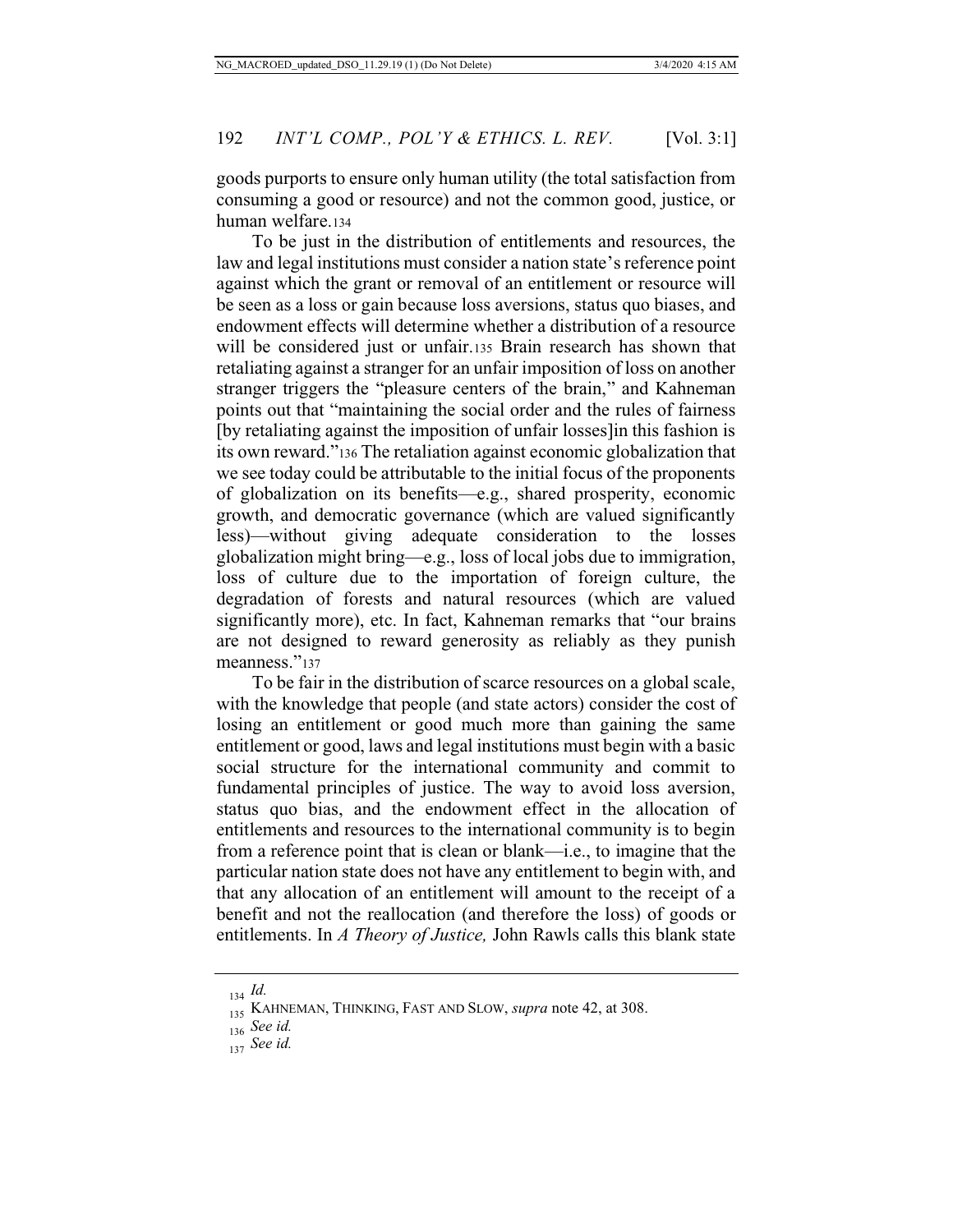goods purports to ensure only human utility (the total satisfaction from consuming a good or resource) and not the common good, justice, or human welfare.[134]

To be just in the distribution of entitlements and resources, the law and legal institutions must consider a nation state's reference point against which the grant or removal of an entitlement or resource will be seen as a loss or gain because loss aversions, status quo biases, and endowment effects will determine whether a distribution of a resource will be considered just or unfair.[135] Brain research has shown that retaliating against a stranger for an unfair imposition of loss on another stranger triggers the "pleasure centers of the brain," and Kahneman points out that "maintaining the social order and the rules of fairness [by retaliating against the imposition of unfair losses]in this fashion is its own reward."[136] The retaliation against economic globalization that we see today could be attributable to the initial focus of the proponents of globalization on its benefits—e.g., shared prosperity, economic growth, and democratic governance (which are valued significantly less)—without giving adequate consideration to the losses globalization might bring—e.g., loss of local jobs due to immigration, loss of culture due to the importation of foreign culture, the degradation of forests and natural resources (which are valued significantly more), etc. In fact, Kahneman remarks that "our brains are not designed to reward generosity as reliably as they punish meanness."[137]

To be fair in the distribution of scarce resources on a global scale, with the knowledge that people (and state actors) consider the cost of losing an entitlement or good much more than gaining the same entitlement or good, laws and legal institutions must begin with a basic social structure for the international community and commit to fundamental principles of justice. The way to avoid loss aversion, status quo bias, and the endowment effect in the allocation of entitlements and resources to the international community is to begin from a reference point that is clean or blank—i.e., to imagine that the particular nation state does not have any entitlement to begin with, and that any allocation of an entitlement will amount to the receipt of a benefit and not the reallocation (and therefore the loss) of goods or entitlements. In *A Theory of Justice,* John Rawls calls this blank state

---

[134] *Id.*

[135] KAHNEMAN, THINKING, FAST AND SLOW, *supra* note 42, at 308.

[136] *See id.*

[137] *See id.*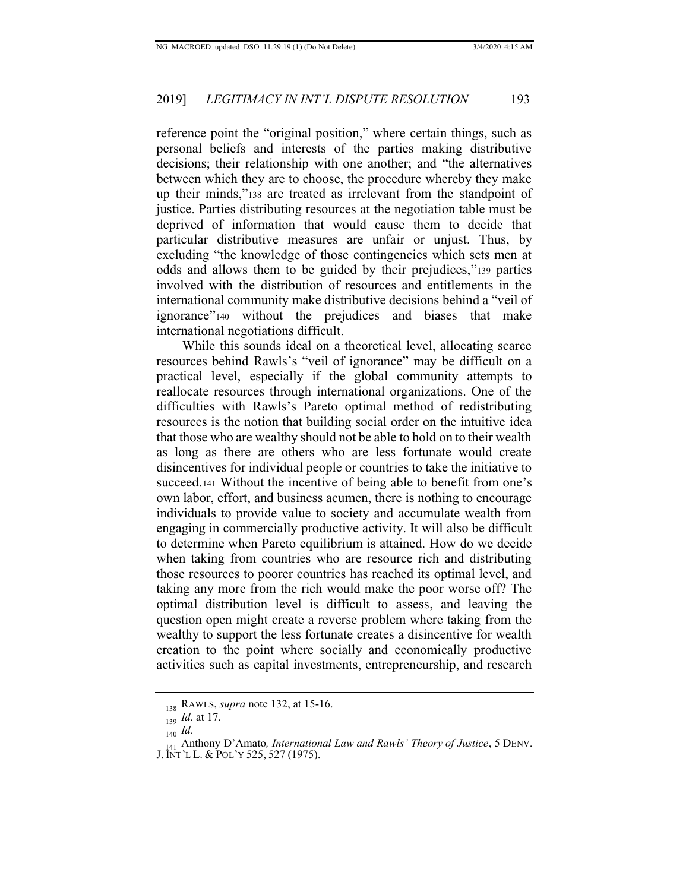reference point the "original position," where certain things, such as personal beliefs and interests of the parties making distributive decisions; their relationship with one another; and "the alternatives between which they are to choose, the procedure whereby they make up their minds,"[138] are treated as irrelevant from the standpoint of justice. Parties distributing resources at the negotiation table must be deprived of information that would cause them to decide that particular distributive measures are unfair or unjust. Thus, by excluding "the knowledge of those contingencies which sets men at odds and allows them to be guided by their prejudices,"[139] parties involved with the distribution of resources and entitlements in the international community make distributive decisions behind a "veil of ignorance"[140] without the prejudices and biases that make international negotiations difficult.

While this sounds ideal on a theoretical level, allocating scarce resources behind Rawls's "veil of ignorance" may be difficult on a practical level, especially if the global community attempts to reallocate resources through international organizations. One of the difficulties with Rawls's Pareto optimal method of redistributing resources is the notion that building social order on the intuitive idea that those who are wealthy should not be able to hold on to their wealth as long as there are others who are less fortunate would create disincentives for individual people or countries to take the initiative to succeed.[141] Without the incentive of being able to benefit from one's own labor, effort, and business acumen, there is nothing to encourage individuals to provide value to society and accumulate wealth from engaging in commercially productive activity. It will also be difficult to determine when Pareto equilibrium is attained. How do we decide when taking from countries who are resource rich and distributing those resources to poorer countries has reached its optimal level, and taking any more from the rich would make the poor worse off? The optimal distribution level is difficult to assess, and leaving the question open might create a reverse problem where taking from the wealthy to support the less fortunate creates a disincentive for wealth creation to the point where socially and economically productive activities such as capital investments, entrepreneurship, and research

---

[138] RAWLS, *supra* note 132, at 15-16.

[139] *Id*. at 17.

[140] *Id.*

[141] Anthony D'Amato*, International Law and Rawls' Theory of Justice*, 5 DENV. J. INT'L L. & POL'Y 525, 527 (1975).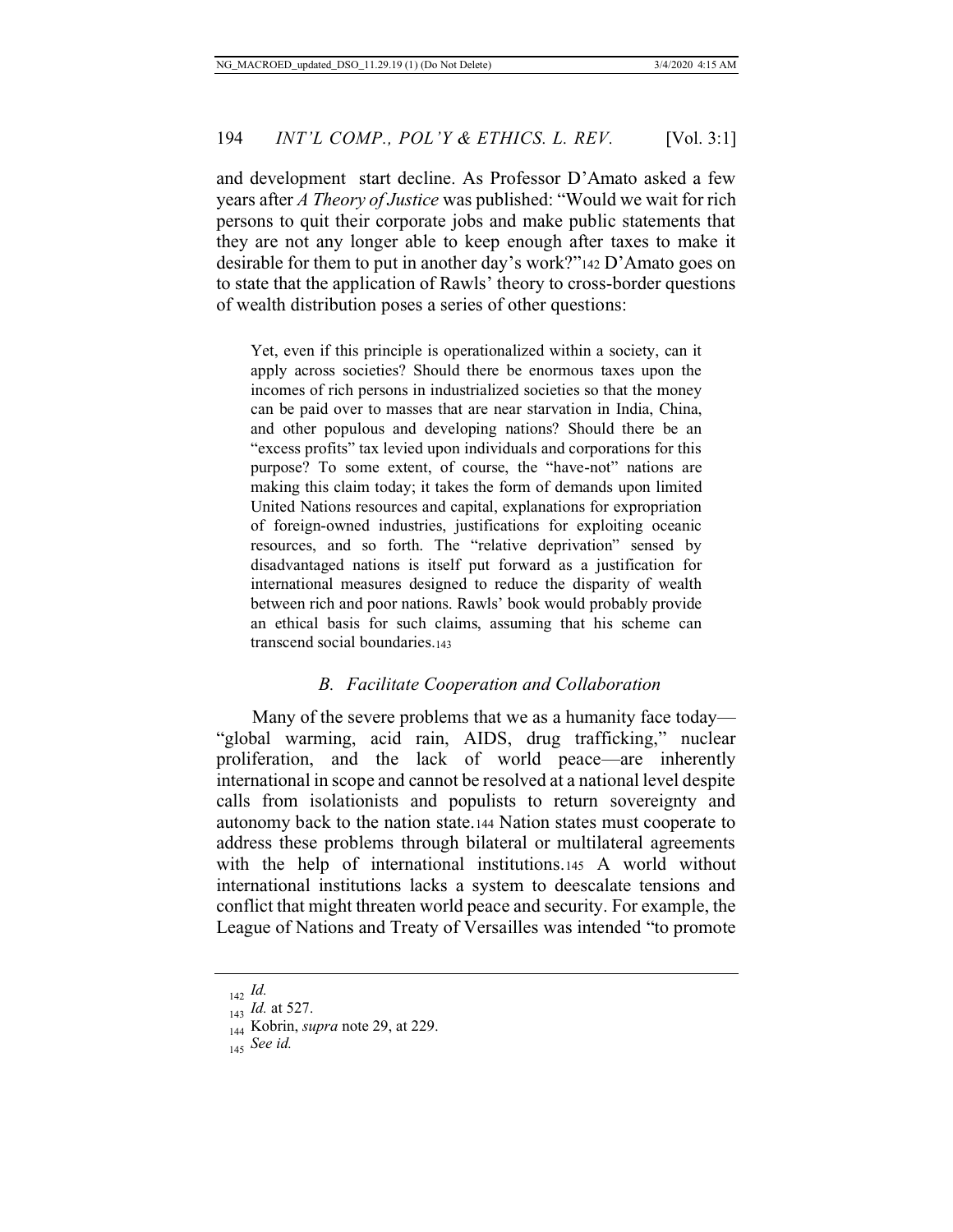and development start decline. As Professor D'Amato asked a few years after *A Theory of Justice* was published: "Would we wait for rich persons to quit their corporate jobs and make public statements that they are not any longer able to keep enough after taxes to make it desirable for them to put in another day's work?"[142] D'Amato goes on to state that the application of Rawls' theory to cross-border questions of wealth distribution poses a series of other questions:

> Yet, even if this principle is operationalized within a society, can it apply across societies? Should there be enormous taxes upon the incomes of rich persons in industrialized societies so that the money can be paid over to masses that are near starvation in India, China, and other populous and developing nations? Should there be an "excess profits" tax levied upon individuals and corporations for this purpose? To some extent, of course, the "have-not" nations are making this claim today; it takes the form of demands upon limited United Nations resources and capital, explanations for expropriation of foreign-owned industries, justifications for exploiting oceanic resources, and so forth. The "relative deprivation" sensed by disadvantaged nations is itself put forward as a justification for international measures designed to reduce the disparity of wealth between rich and poor nations. Rawls' book would probably provide an ethical basis for such claims, assuming that his scheme can transcend social boundaries.[143]

### *B. Facilitate Cooperation and Collaboration*

Many of the severe problems that we as a humanity face today—"global warming, acid rain, AIDS, drug trafficking," nuclear proliferation, and the lack of world peace—are inherently international in scope and cannot be resolved at a national level despite calls from isolationists and populists to return sovereignty and autonomy back to the nation state.[144] Nation states must cooperate to address these problems through bilateral or multilateral agreements with the help of international institutions.[145] A world without international institutions lacks a system to deescalate tensions and conflict that might threaten world peace and security. For example, the League of Nations and Treaty of Versailles was intended "to promote

---

[142] *Id.*

[143] *Id.* at 527.

[144] Kobrin, *supra* note 29, at 229.

[145] *See id.*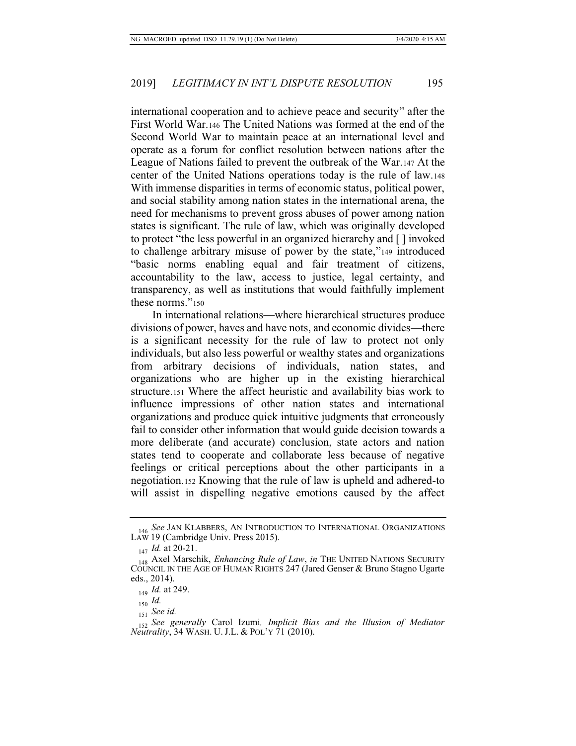international cooperation and to achieve peace and security" after the First World War.[146] The United Nations was formed at the end of the Second World War to maintain peace at an international level and operate as a forum for conflict resolution between nations after the League of Nations failed to prevent the outbreak of the War.[147] At the center of the United Nations operations today is the rule of law.[148] With immense disparities in terms of economic status, political power, and social stability among nation states in the international arena, the need for mechanisms to prevent gross abuses of power among nation states is significant. The rule of law, which was originally developed to protect "the less powerful in an organized hierarchy and [ ] invoked to challenge arbitrary misuse of power by the state,"[149] introduced "basic norms enabling equal and fair treatment of citizens, accountability to the law, access to justice, legal certainty, and transparency, as well as institutions that would faithfully implement these norms."[150]

In international relations—where hierarchical structures produce divisions of power, haves and have nots, and economic divides—there is a significant necessity for the rule of law to protect not only individuals, but also less powerful or wealthy states and organizations from arbitrary decisions of individuals, nation states, and organizations who are higher up in the existing hierarchical structure.[151] Where the affect heuristic and availability bias work to influence impressions of other nation states and international organizations and produce quick intuitive judgments that erroneously fail to consider other information that would guide decision towards a more deliberate (and accurate) conclusion, state actors and nation states tend to cooperate and collaborate less because of negative feelings or critical perceptions about the other participants in a negotiation.[152] Knowing that the rule of law is upheld and adhered-to will assist in dispelling negative emotions caused by the affect

---

[146] *See* JAN KLABBERS, AN INTRODUCTION TO INTERNATIONAL ORGANIZATIONS LAW 19 (Cambridge Univ. Press 2015).

[147] *Id.* at 20-21.

[148] Axel Marschik, *Enhancing Rule of Law*, *in* THE UNITED NATIONS SECURITY COUNCIL IN THE AGE OF HUMAN RIGHTS 247 (Jared Genser & Bruno Stagno Ugarte eds., 2014).

[149] *Id.* at 249.

[150] *Id.*

[151] *See id.*

[152] *See generally* Carol Izumi*, Implicit Bias and the Illusion of Mediator Neutrality*, 34 WASH. U. J.L. & POL'Y 71 (2010).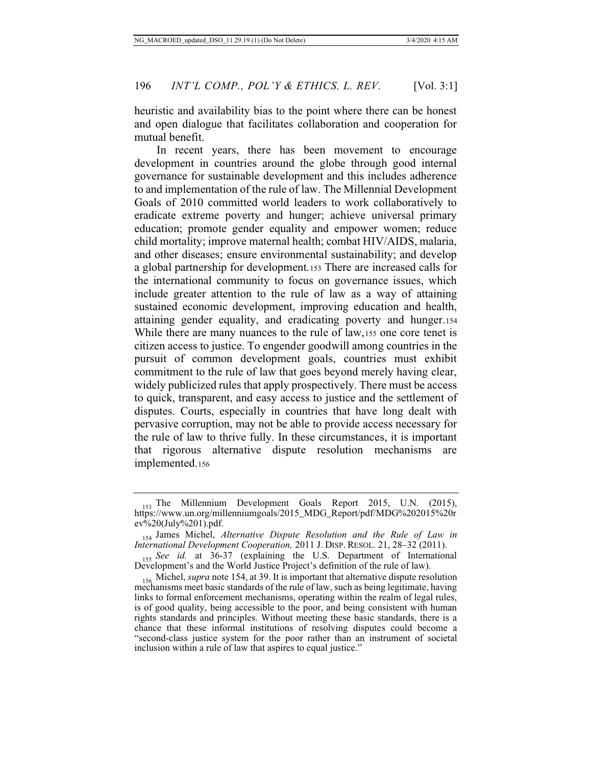heuristic and availability bias to the point where there can be honest and open dialogue that facilitates collaboration and cooperation for mutual benefit.

In recent years, there has been movement to encourage development in countries around the globe through good internal governance for sustainable development and this includes adherence to and implementation of the rule of law. The Millennial Development Goals of 2010 committed world leaders to work collaboratively to eradicate extreme poverty and hunger; achieve universal primary education; promote gender equality and empower women; reduce child mortality; improve maternal health; combat HIV/AIDS, malaria, and other diseases; ensure environmental sustainability; and develop a global partnership for development.[153] There are increased calls for the international community to focus on governance issues, which include greater attention to the rule of law as a way of attaining sustained economic development, improving education and health, attaining gender equality, and eradicating poverty and hunger.[154] While there are many nuances to the rule of law,[155] one core tenet is citizen access to justice. To engender goodwill among countries in the pursuit of common development goals, countries must exhibit commitment to the rule of law that goes beyond merely having clear, widely publicized rules that apply prospectively. There must be access to quick, transparent, and easy access to justice and the settlement of disputes. Courts, especially in countries that have long dealt with pervasive corruption, may not be able to provide access necessary for the rule of law to thrive fully. In these circumstances, it is important that rigorous alternative dispute resolution mechanisms are implemented.[156]

---

[153] The Millennium Development Goals Report 2015, U.N. (2015), https://www.un.org/millenniumgoals/2015_MDG_Report/pdf/MDG%202015%20rev%20(July%201).pdf.

[154] James Michel, *Alternative Dispute Resolution and the Rule of Law in International Development Cooperation,* 2011 J. DISP. RESOL. 21, 28–32 (2011).

[155] *See id.* at 36-37 (explaining the U.S. Department of International Development's and the World Justice Project's definition of the rule of law).

[156] Michel, *supra* note 154, at 39. It is important that alternative dispute resolution mechanisms meet basic standards of the rule of law, such as being legitimate, having links to formal enforcement mechanisms, operating within the realm of legal rules, is of good quality, being accessible to the poor, and being consistent with human rights standards and principles. Without meeting these basic standards, there is a chance that these informal institutions of resolving disputes could become a "second-class justice system for the poor rather than an instrument of societal inclusion within a rule of law that aspires to equal justice."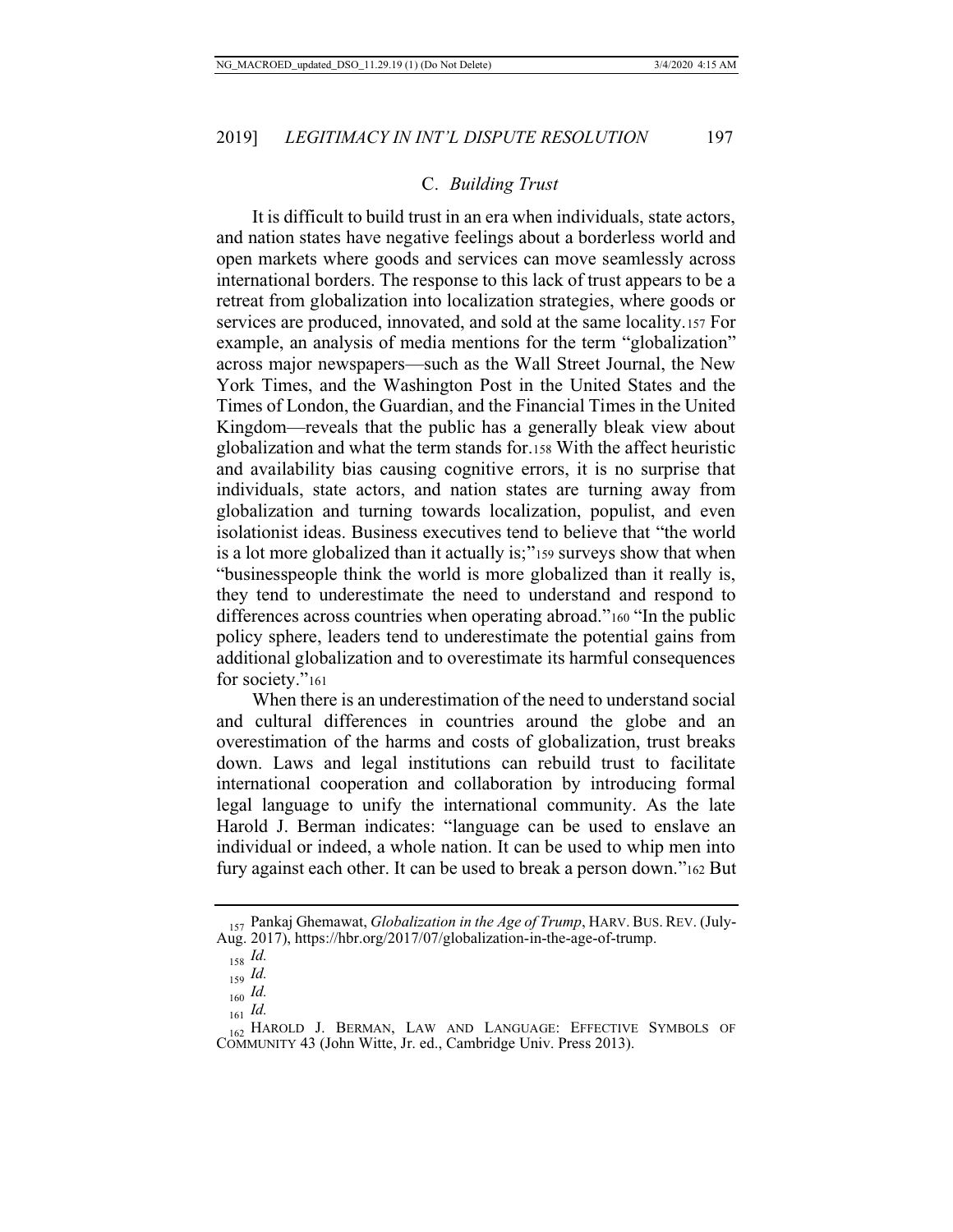### C. *Building Trust*

It is difficult to build trust in an era when individuals, state actors, and nation states have negative feelings about a borderless world and open markets where goods and services can move seamlessly across international borders. The response to this lack of trust appears to be a retreat from globalization into localization strategies, where goods or services are produced, innovated, and sold at the same locality.[157] For example, an analysis of media mentions for the term "globalization" across major newspapers—such as the Wall Street Journal, the New York Times, and the Washington Post in the United States and the Times of London, the Guardian, and the Financial Times in the United Kingdom—reveals that the public has a generally bleak view about globalization and what the term stands for.[158] With the affect heuristic and availability bias causing cognitive errors, it is no surprise that individuals, state actors, and nation states are turning away from globalization and turning towards localization, populist, and even isolationist ideas. Business executives tend to believe that "the world is a lot more globalized than it actually is;"[159] surveys show that when "businesspeople think the world is more globalized than it really is, they tend to underestimate the need to understand and respond to differences across countries when operating abroad."[160] "In the public policy sphere, leaders tend to underestimate the potential gains from additional globalization and to overestimate its harmful consequences for society."[161]

When there is an underestimation of the need to understand social and cultural differences in countries around the globe and an overestimation of the harms and costs of globalization, trust breaks down. Laws and legal institutions can rebuild trust to facilitate international cooperation and collaboration by introducing formal legal language to unify the international community. As the late Harold J. Berman indicates: "language can be used to enslave an individual or indeed, a whole nation. It can be used to whip men into fury against each other. It can be used to break a person down."[162] But

---

[157] Pankaj Ghemawat, *Globalization in the Age of Trump*, HARV. BUS. REV. (July-Aug. 2017), https://hbr.org/2017/07/globalization-in-the-age-of-trump.

[158] *Id.*

[159] *Id.*

[160] *Id.*

[161] *Id.*

[162] HAROLD J. BERMAN, LAW AND LANGUAGE: EFFECTIVE SYMBOLS OF COMMUNITY 43 (John Witte, Jr. ed., Cambridge Univ. Press 2013).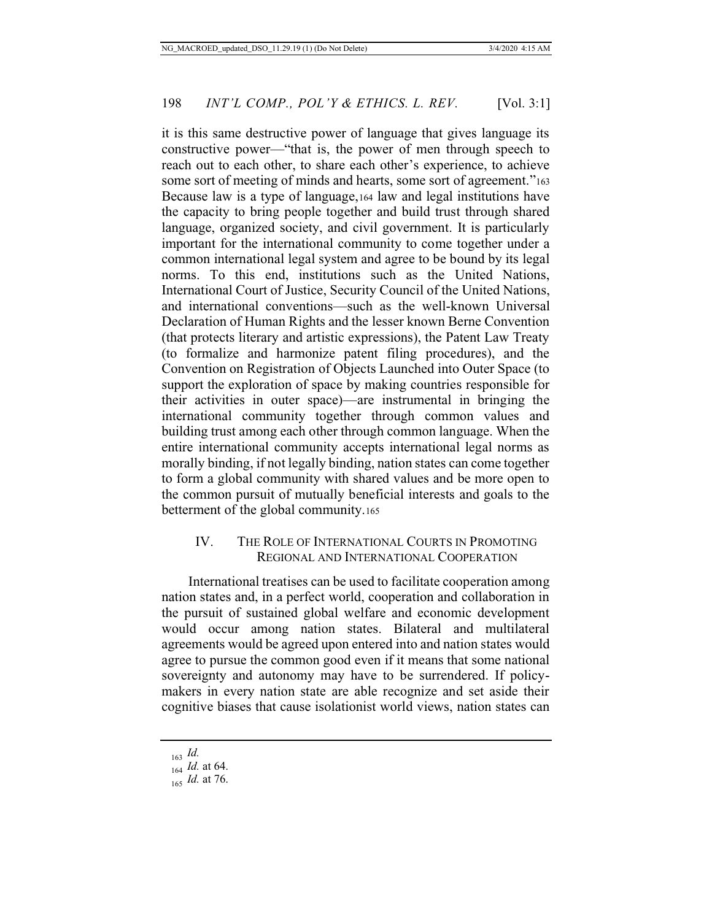it is this same destructive power of language that gives language its constructive power—"that is, the power of men through speech to reach out to each other, to share each other's experience, to achieve some sort of meeting of minds and hearts, some sort of agreement."[163] Because law is a type of language,[164] law and legal institutions have the capacity to bring people together and build trust through shared language, organized society, and civil government. It is particularly important for the international community to come together under a common international legal system and agree to be bound by its legal norms. To this end, institutions such as the United Nations, International Court of Justice, Security Council of the United Nations, and international conventions—such as the well-known Universal Declaration of Human Rights and the lesser known Berne Convention (that protects literary and artistic expressions), the Patent Law Treaty (to formalize and harmonize patent filing procedures), and the Convention on Registration of Objects Launched into Outer Space (to support the exploration of space by making countries responsible for their activities in outer space)—are instrumental in bringing the international community together through common values and building trust among each other through common language. When the entire international community accepts international legal norms as morally binding, if not legally binding, nation states can come together to form a global community with shared values and be more open to the common pursuit of mutually beneficial interests and goals to the betterment of the global community.[165]

## IV. THE ROLE OF INTERNATIONAL COURTS IN PROMOTING REGIONAL AND INTERNATIONAL COOPERATION

International treatises can be used to facilitate cooperation among nation states and, in a perfect world, cooperation and collaboration in the pursuit of sustained global welfare and economic development would occur among nation states. Bilateral and multilateral agreements would be agreed upon entered into and nation states would agree to pursue the common good even if it means that some national sovereignty and autonomy may have to be surrendered. If policy-makers in every nation state are able recognize and set aside their cognitive biases that cause isolationist world views, nation states can

---

[163] *Id.*

[164] *Id.* at 64.

[165] *Id.* at 76.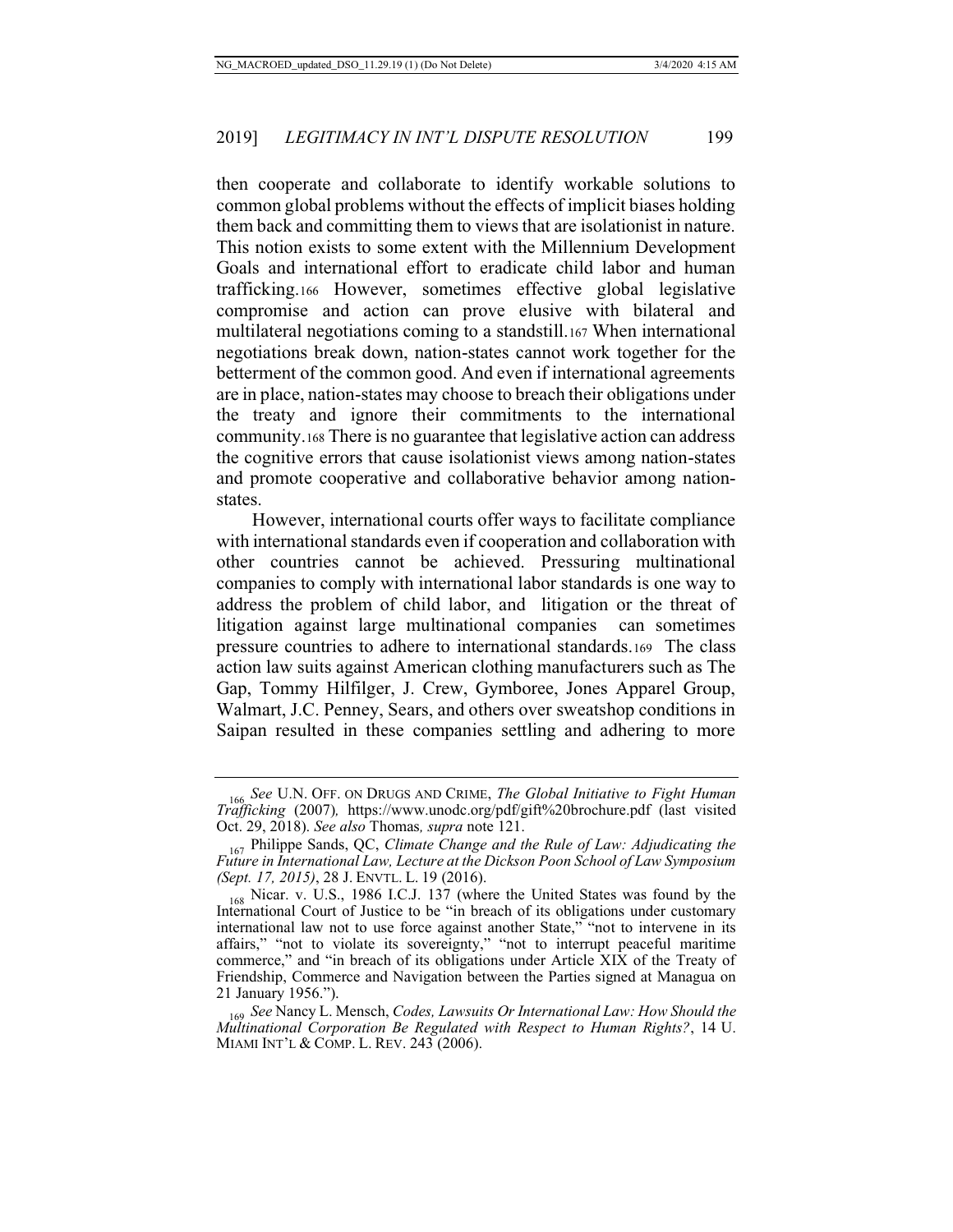then cooperate and collaborate to identify workable solutions to common global problems without the effects of implicit biases holding them back and committing them to views that are isolationist in nature. This notion exists to some extent with the Millennium Development Goals and international effort to eradicate child labor and human trafficking.[166] However, sometimes effective global legislative compromise and action can prove elusive with bilateral and multilateral negotiations coming to a standstill.[167] When international negotiations break down, nation-states cannot work together for the betterment of the common good. And even if international agreements are in place, nation-states may choose to breach their obligations under the treaty and ignore their commitments to the international community.[168] There is no guarantee that legislative action can address the cognitive errors that cause isolationist views among nation-states and promote cooperative and collaborative behavior among nation-states.

However, international courts offer ways to facilitate compliance with international standards even if cooperation and collaboration with other countries cannot be achieved. Pressuring multinational companies to comply with international labor standards is one way to address the problem of child labor, and litigation or the threat of litigation against large multinational companies can sometimes pressure countries to adhere to international standards.[169] The class action law suits against American clothing manufacturers such as The Gap, Tommy Hilfilger, J. Crew, Gymboree, Jones Apparel Group, Walmart, J.C. Penney, Sears, and others over sweatshop conditions in Saipan resulted in these companies settling and adhering to more

---

[166] *See* U.N. OFF. ON DRUGS AND CRIME, *The Global Initiative to Fight Human Trafficking* (2007), https://www.unodc.org/pdf/gift%20brochure.pdf (last visited Oct. 29, 2018). *See also* Thomas, *supra* note 121.

[167] Philippe Sands, QC, *Climate Change and the Rule of Law: Adjudicating the Future in International Law, Lecture at the Dickson Poon School of Law Symposium (Sept. 17, 2015)*, 28 J. ENVTL. L. 19 (2016).

[168] Nicar. v. U.S., 1986 I.C.J. 137 (where the United States was found by the International Court of Justice to be "in breach of its obligations under customary international law not to use force against another State," "not to intervene in its affairs," "not to violate its sovereignty," "not to interrupt peaceful maritime commerce," and "in breach of its obligations under Article XIX of the Treaty of Friendship, Commerce and Navigation between the Parties signed at Managua on 21 January 1956.").

[169] *See* Nancy L. Mensch, *Codes, Lawsuits Or International Law: How Should the Multinational Corporation Be Regulated with Respect to Human Rights?*, 14 U. MIAMI INT'L & COMP. L. REV. 243 (2006).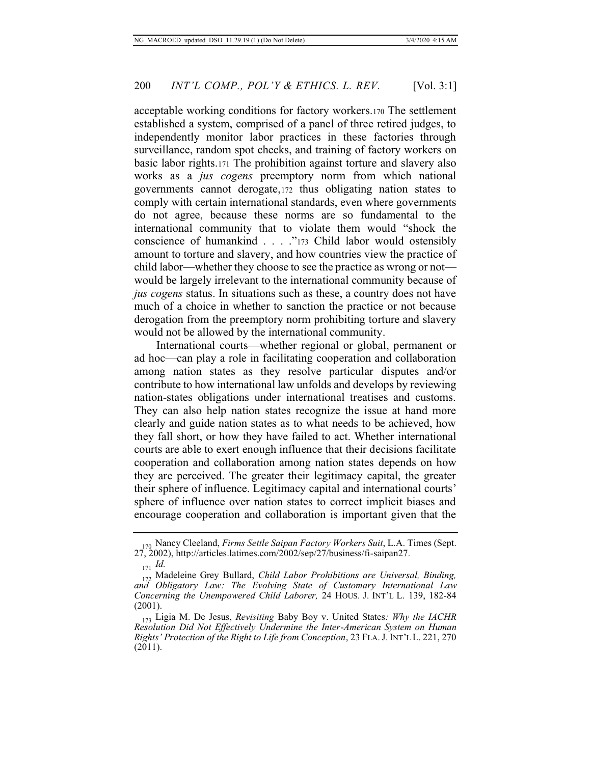acceptable working conditions for factory workers.[170] The settlement established a system, comprised of a panel of three retired judges, to independently monitor labor practices in these factories through surveillance, random spot checks, and training of factory workers on basic labor rights.[171] The prohibition against torture and slavery also works as a *jus cogens* preemptory norm from which national governments cannot derogate,[172] thus obligating nation states to comply with certain international standards, even where governments do not agree, because these norms are so fundamental to the international community that to violate them would "shock the conscience of humankind . . . ."[173] Child labor would ostensibly amount to torture and slavery, and how countries view the practice of child labor—whether they choose to see the practice as wrong or not—would be largely irrelevant to the international community because of *jus cogens* status. In situations such as these, a country does not have much of a choice in whether to sanction the practice or not because derogation from the preemptory norm prohibiting torture and slavery would not be allowed by the international community.

International courts—whether regional or global, permanent or ad hoc—can play a role in facilitating cooperation and collaboration among nation states as they resolve particular disputes and/or contribute to how international law unfolds and develops by reviewing nation-states obligations under international treatises and customs. They can also help nation states recognize the issue at hand more clearly and guide nation states as to what needs to be achieved, how they fall short, or how they have failed to act. Whether international courts are able to exert enough influence that their decisions facilitate cooperation and collaboration among nation states depends on how they are perceived. The greater their legitimacy capital, the greater their sphere of influence. Legitimacy capital and international courts' sphere of influence over nation states to correct implicit biases and encourage cooperation and collaboration is important given that the

---

[170] Nancy Cleeland, *Firms Settle Saipan Factory Workers Suit*, L.A. Times (Sept. 27, 2002), http://articles.latimes.com/2002/sep/27/business/fi-saipan27.

[171] *Id.*

[172] Madeleine Grey Bullard, *Child Labor Prohibitions are Universal, Binding, and Obligatory Law: The Evolving State of Customary International Law Concerning the Unempowered Child Laborer,* 24 HOUS. J. INT'L L. 139, 182-84 (2001).

[173] Ligia M. De Jesus, *Revisiting* Baby Boy v. United States*: Why the IACHR Resolution Did Not Effectively Undermine the Inter-American System on Human Rights' Protection of the Right to Life from Conception*, 23 FLA. J. INT'L L. 221, 270 (2011).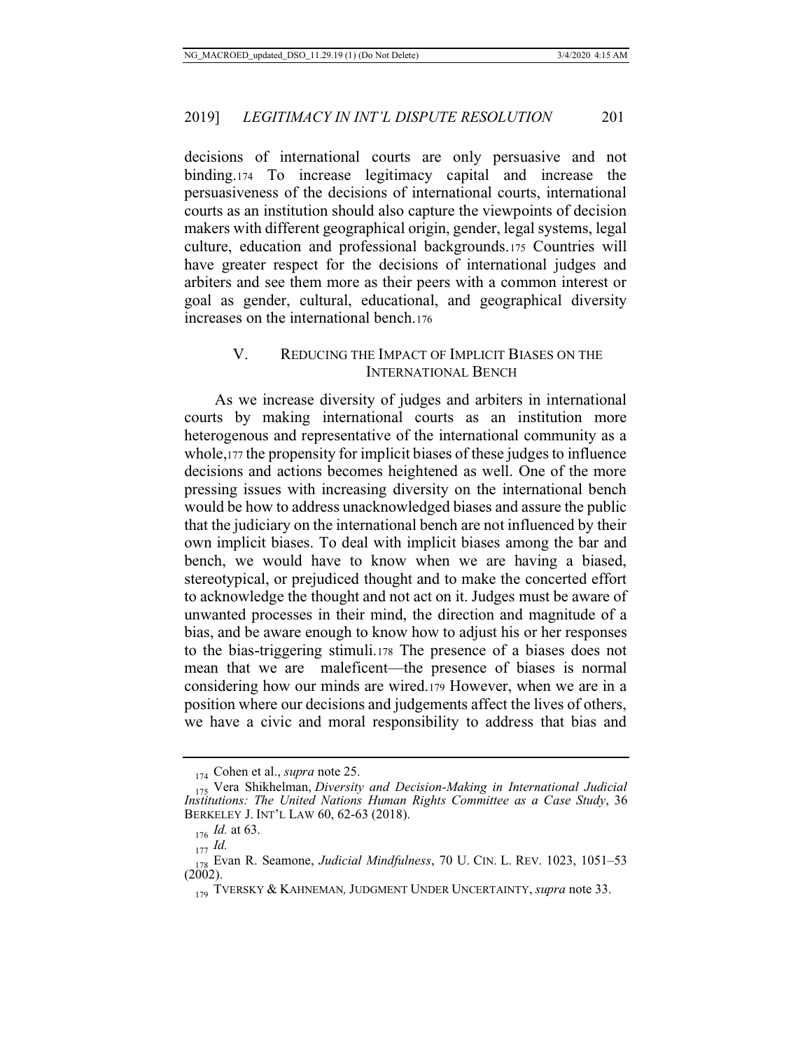decisions of international courts are only persuasive and not binding.[174] To increase legitimacy capital and increase the persuasiveness of the decisions of international courts, international courts as an institution should also capture the viewpoints of decision makers with different geographical origin, gender, legal systems, legal culture, education and professional backgrounds.[175] Countries will have greater respect for the decisions of international judges and arbiters and see them more as their peers with a common interest or goal as gender, cultural, educational, and geographical diversity increases on the international bench.[176]

## V. REDUCING THE IMPACT OF IMPLICIT BIASES ON THE INTERNATIONAL BENCH

As we increase diversity of judges and arbiters in international courts by making international courts as an institution more heterogenous and representative of the international community as a whole,[177] the propensity for implicit biases of these judges to influence decisions and actions becomes heightened as well. One of the more pressing issues with increasing diversity on the international bench would be how to address unacknowledged biases and assure the public that the judiciary on the international bench are not influenced by their own implicit biases. To deal with implicit biases among the bar and bench, we would have to know when we are having a biased, stereotypical, or prejudiced thought and to make the concerted effort to acknowledge the thought and not act on it. Judges must be aware of unwanted processes in their mind, the direction and magnitude of a bias, and be aware enough to know how to adjust his or her responses to the bias-triggering stimuli.[178] The presence of a biases does not mean that we are maleficent—the presence of biases is normal considering how our minds are wired.[179] However, when we are in a position where our decisions and judgements affect the lives of others, we have a civic and moral responsibility to address that bias and

---

[174] Cohen et al., *supra* note 25.

[175] Vera Shikhelman, *Diversity and Decision-Making in International Judicial Institutions: The United Nations Human Rights Committee as a Case Study*, 36 BERKELEY J. INT'L LAW 60, 62-63 (2018).

[176] *Id.* at 63.

[177] *Id.*

[178] Evan R. Seamone, *Judicial Mindfulness*, 70 U. CIN. L. REV. 1023, 1051–53 (2002).

[179] TVERSKY & KAHNEMAN, JUDGMENT UNDER UNCERTAINTY, *supra* note 33.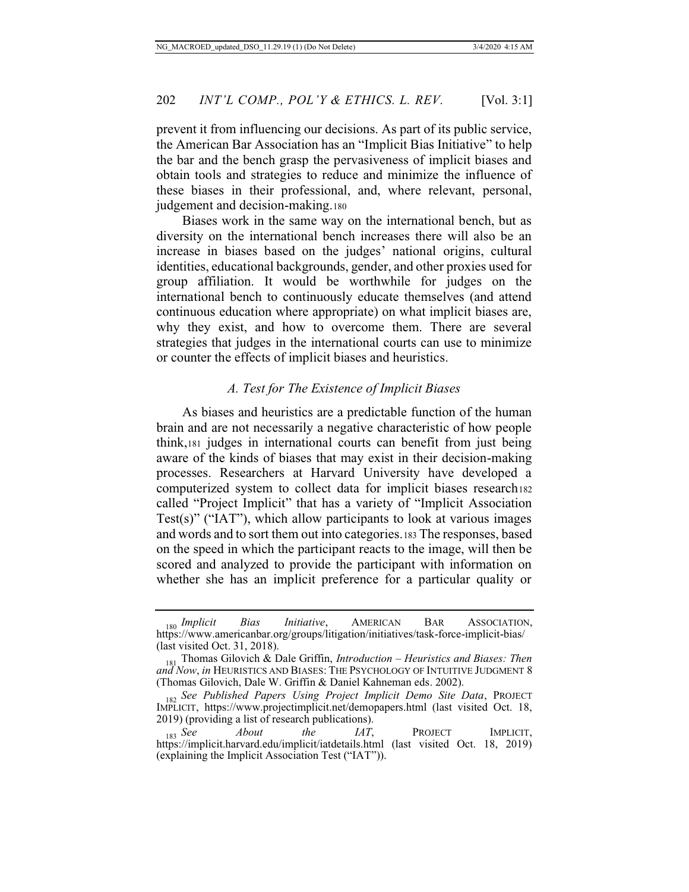prevent it from influencing our decisions. As part of its public service, the American Bar Association has an "Implicit Bias Initiative" to help the bar and the bench grasp the pervasiveness of implicit biases and obtain tools and strategies to reduce and minimize the influence of these biases in their professional, and, where relevant, personal, judgement and decision-making.[180]

Biases work in the same way on the international bench, but as diversity on the international bench increases there will also be an increase in biases based on the judges' national origins, cultural identities, educational backgrounds, gender, and other proxies used for group affiliation. It would be worthwhile for judges on the international bench to continuously educate themselves (and attend continuous education where appropriate) on what implicit biases are, why they exist, and how to overcome them. There are several strategies that judges in the international courts can use to minimize or counter the effects of implicit biases and heuristics.

### *A. Test for The Existence of Implicit Biases*

As biases and heuristics are a predictable function of the human brain and are not necessarily a negative characteristic of how people think,[181] judges in international courts can benefit from just being aware of the kinds of biases that may exist in their decision-making processes. Researchers at Harvard University have developed a computerized system to collect data for implicit biases research[182] called "Project Implicit" that has a variety of "Implicit Association Test(s)" ("IAT"), which allow participants to look at various images and words and to sort them out into categories.[183] The responses, based on the speed in which the participant reacts to the image, will then be scored and analyzed to provide the participant with information on whether she has an implicit preference for a particular quality or

---

[180] *Implicit Bias Initiative*, AMERICAN BAR ASSOCIATION, https://www.americanbar.org/groups/litigation/initiatives/task-force-implicit-bias/ (last visited Oct. 31, 2018).

[181] Thomas Gilovich & Dale Griffin, *Introduction – Heuristics and Biases: Then and Now*, *in* HEURISTICS AND BIASES: THE PSYCHOLOGY OF INTUITIVE JUDGMENT 8 (Thomas Gilovich, Dale W. Griffin & Daniel Kahneman eds. 2002).

[182] *See Published Papers Using Project Implicit Demo Site Data*, PROJECT IMPLICIT, https://www.projectimplicit.net/demopapers.html (last visited Oct. 18, 2019) (providing a list of research publications).

[183] *See About the IAT*, PROJECT IMPLICIT, https://implicit.harvard.edu/implicit/iatdetails.html (last visited Oct. 18, 2019) (explaining the Implicit Association Test ("IAT")).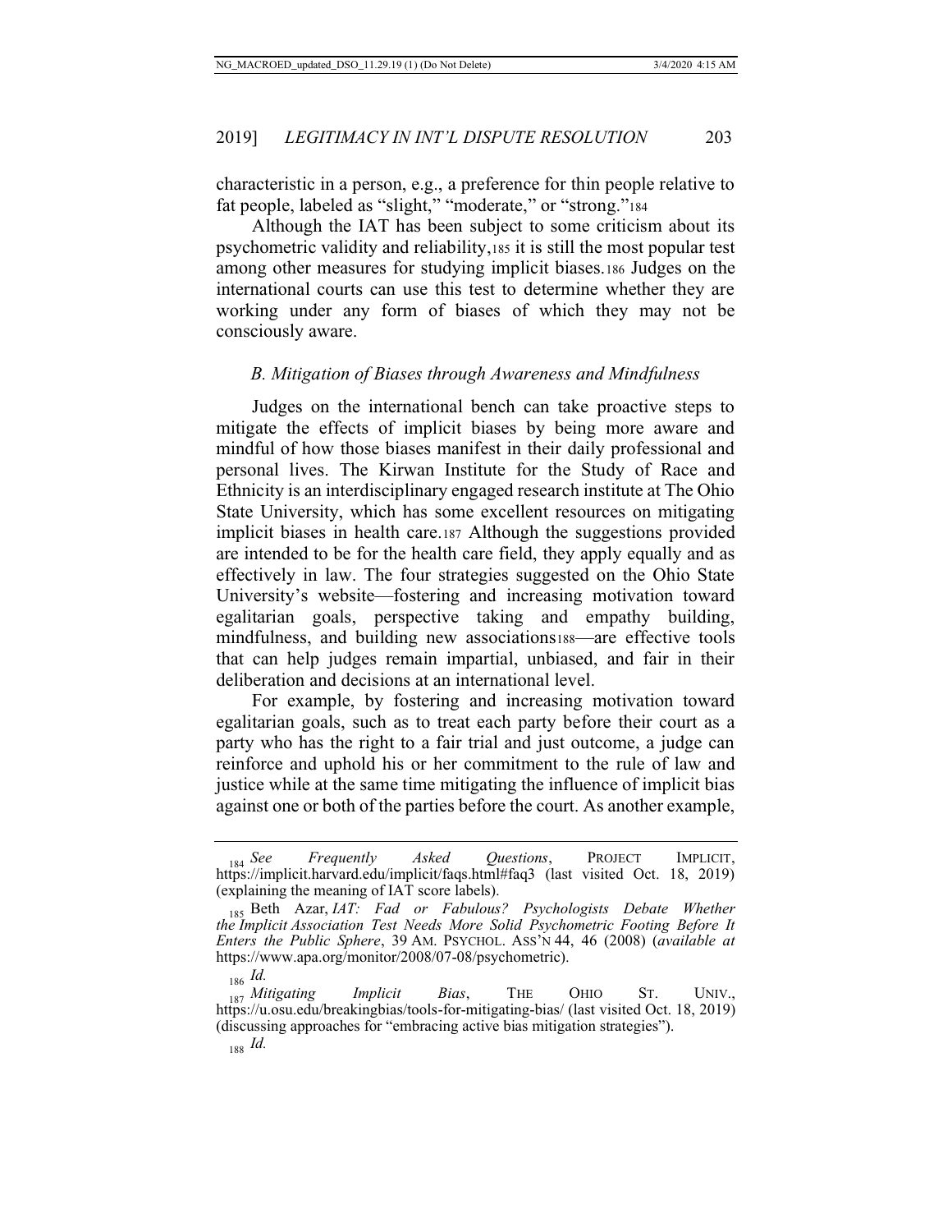characteristic in a person, e.g., a preference for thin people relative to fat people, labeled as "slight," "moderate," or "strong."[184]

Although the IAT has been subject to some criticism about its psychometric validity and reliability,[185] it is still the most popular test among other measures for studying implicit biases.[186] Judges on the international courts can use this test to determine whether they are working under any form of biases of which they may not be consciously aware.

### *B. Mitigation of Biases through Awareness and Mindfulness*

Judges on the international bench can take proactive steps to mitigate the effects of implicit biases by being more aware and mindful of how those biases manifest in their daily professional and personal lives. The Kirwan Institute for the Study of Race and Ethnicity is an interdisciplinary engaged research institute at The Ohio State University, which has some excellent resources on mitigating implicit biases in health care.[187] Although the suggestions provided are intended to be for the health care field, they apply equally and as effectively in law. The four strategies suggested on the Ohio State University's website—fostering and increasing motivation toward egalitarian goals, perspective taking and empathy building, mindfulness, and building new associations[188]—are effective tools that can help judges remain impartial, unbiased, and fair in their deliberation and decisions at an international level.

For example, by fostering and increasing motivation toward egalitarian goals, such as to treat each party before their court as a party who has the right to a fair trial and just outcome, a judge can reinforce and uphold his or her commitment to the rule of law and justice while at the same time mitigating the influence of implicit bias against one or both of the parties before the court. As another example,

---

[184] *See Frequently Asked Questions*, PROJECT IMPLICIT, https://implicit.harvard.edu/implicit/faqs.html#faq3 (last visited Oct. 18, 2019) (explaining the meaning of IAT score labels).

[185] Beth Azar, *IAT: Fad or Fabulous? Psychologists Debate Whether the Implicit Association Test Needs More Solid Psychometric Footing Before It Enters the Public Sphere*, 39 AM. PSYCHOL. ASS'N 44, 46 (2008) (*available at* https://www.apa.org/monitor/2008/07-08/psychometric).

[186] *Id.*

[187] *Mitigating Implicit Bias*, THE OHIO ST. UNIV., https://u.osu.edu/breakingbias/tools-for-mitigating-bias/ (last visited Oct. 18, 2019) (discussing approaches for "embracing active bias mitigation strategies").

[188] *Id.*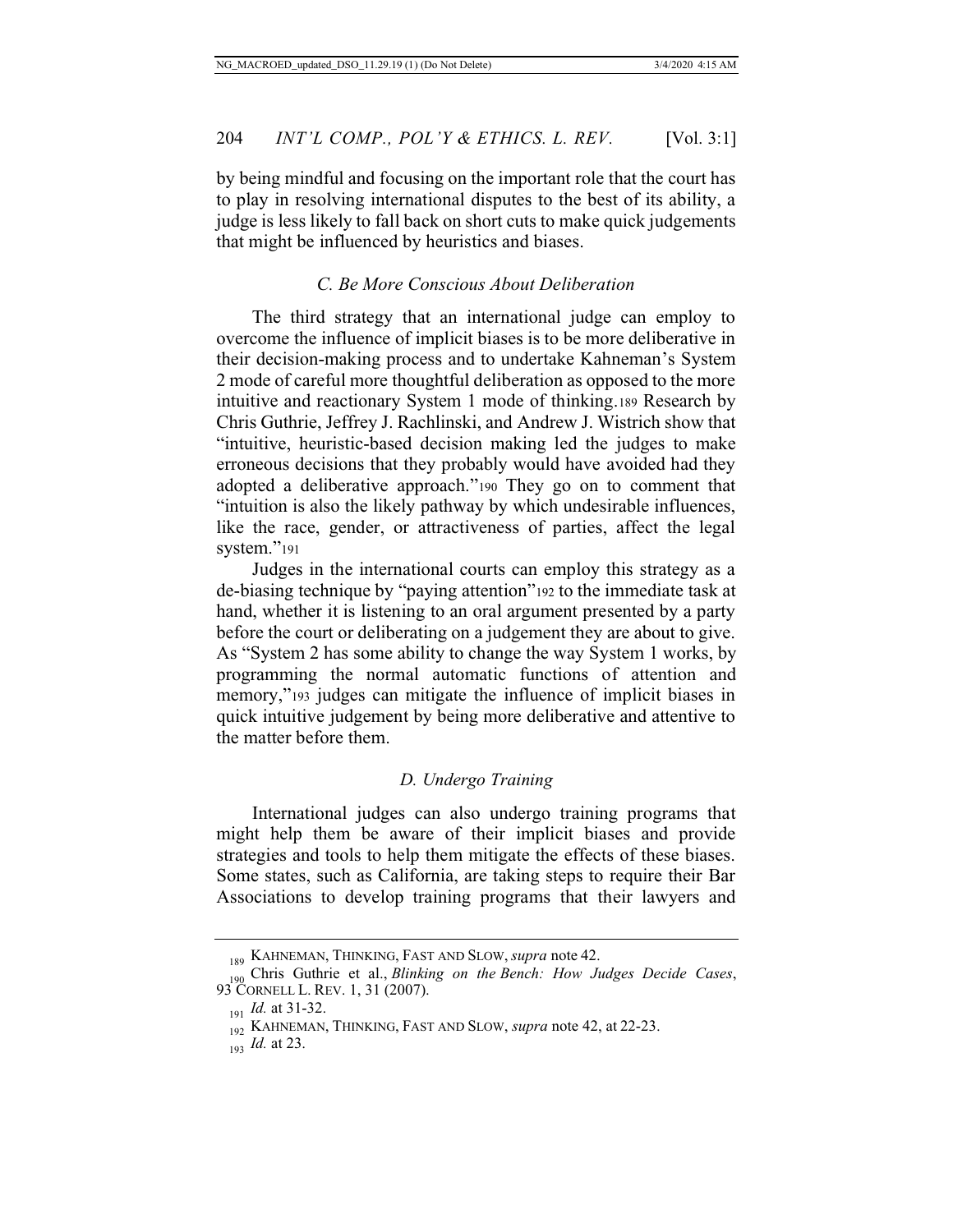by being mindful and focusing on the important role that the court has to play in resolving international disputes to the best of its ability, a judge is less likely to fall back on short cuts to make quick judgements that might be influenced by heuristics and biases.

### *C. Be More Conscious About Deliberation*

The third strategy that an international judge can employ to overcome the influence of implicit biases is to be more deliberative in their decision-making process and to undertake Kahneman's System 2 mode of careful more thoughtful deliberation as opposed to the more intuitive and reactionary System 1 mode of thinking.[189] Research by Chris Guthrie, Jeffrey J. Rachlinski, and Andrew J. Wistrich show that "intuitive, heuristic-based decision making led the judges to make erroneous decisions that they probably would have avoided had they adopted a deliberative approach."[190] They go on to comment that "intuition is also the likely pathway by which undesirable influences, like the race, gender, or attractiveness of parties, affect the legal system."[191]

Judges in the international courts can employ this strategy as a de-biasing technique by "paying attention"[192] to the immediate task at hand, whether it is listening to an oral argument presented by a party before the court or deliberating on a judgement they are about to give. As "System 2 has some ability to change the way System 1 works, by programming the normal automatic functions of attention and memory,"[193] judges can mitigate the influence of implicit biases in quick intuitive judgement by being more deliberative and attentive to the matter before them.

### *D. Undergo Training*

International judges can also undergo training programs that might help them be aware of their implicit biases and provide strategies and tools to help them mitigate the effects of these biases. Some states, such as California, are taking steps to require their Bar Associations to develop training programs that their lawyers and

---

[189] KAHNEMAN, THINKING, FAST AND SLOW, *supra* note 42.

[190] Chris Guthrie et al., *Blinking on the Bench: How Judges Decide Cases*, 93 CORNELL L. REV. 1, 31 (2007).

[191] *Id.* at 31-32.

[192] KAHNEMAN, THINKING, FAST AND SLOW, *supra* note 42, at 22-23.

[193] *Id.* at 23.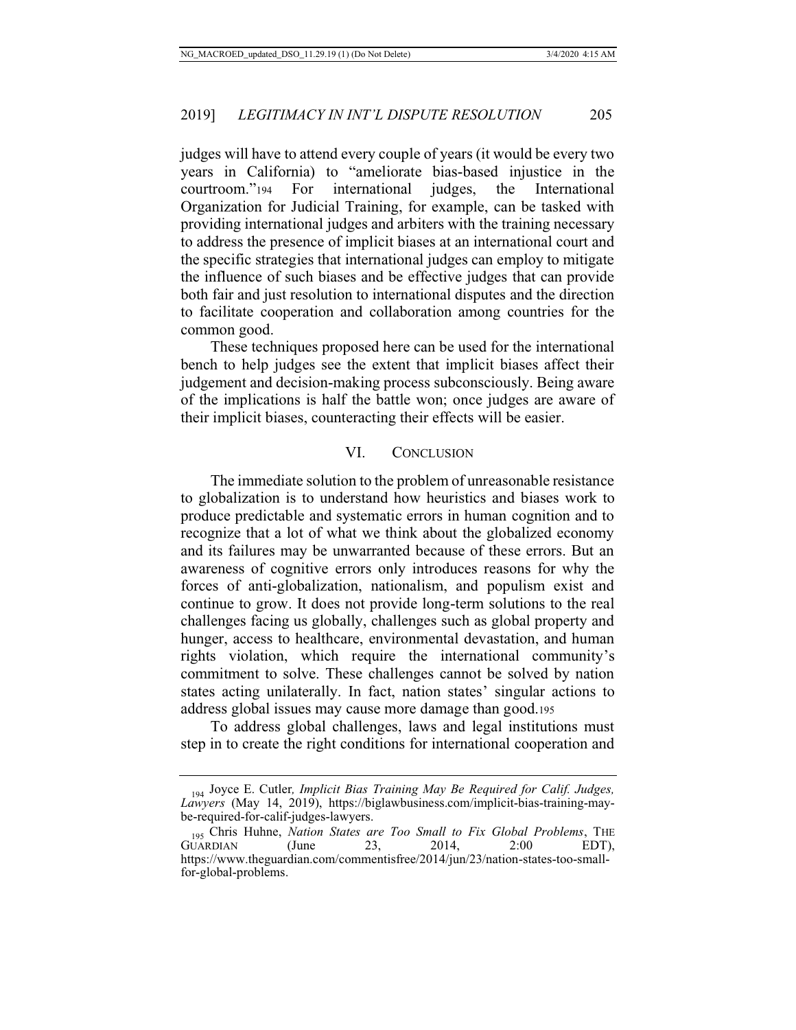judges will have to attend every couple of years (it would be every two years in California) to "ameliorate bias-based injustice in the courtroom."[194] For international judges, the International Organization for Judicial Training, for example, can be tasked with providing international judges and arbiters with the training necessary to address the presence of implicit biases at an international court and the specific strategies that international judges can employ to mitigate the influence of such biases and be effective judges that can provide both fair and just resolution to international disputes and the direction to facilitate cooperation and collaboration among countries for the common good.

These techniques proposed here can be used for the international bench to help judges see the extent that implicit biases affect their judgement and decision-making process subconsciously. Being aware of the implications is half the battle won; once judges are aware of their implicit biases, counteracting their effects will be easier.

## VI. CONCLUSION

The immediate solution to the problem of unreasonable resistance to globalization is to understand how heuristics and biases work to produce predictable and systematic errors in human cognition and to recognize that a lot of what we think about the globalized economy and its failures may be unwarranted because of these errors. But an awareness of cognitive errors only introduces reasons for why the forces of anti-globalization, nationalism, and populism exist and continue to grow. It does not provide long-term solutions to the real challenges facing us globally, challenges such as global property and hunger, access to healthcare, environmental devastation, and human rights violation, which require the international community's commitment to solve. These challenges cannot be solved by nation states acting unilaterally. In fact, nation states' singular actions to address global issues may cause more damage than good.[195]

To address global challenges, laws and legal institutions must step in to create the right conditions for international cooperation and

---

[194] Joyce E. Cutler, *Implicit Bias Training May Be Required for Calif. Judges, Lawyers* (May 14, 2019), https://biglawbusiness.com/implicit-bias-training-may-be-required-for-calif-judges-lawyers.

[195] Chris Huhne, *Nation States are Too Small to Fix Global Problems*, THE GUARDIAN (June 23, 2014, 2:00 EDT), https://www.theguardian.com/commentisfree/2014/jun/23/nation-states-too-small-for-global-problems.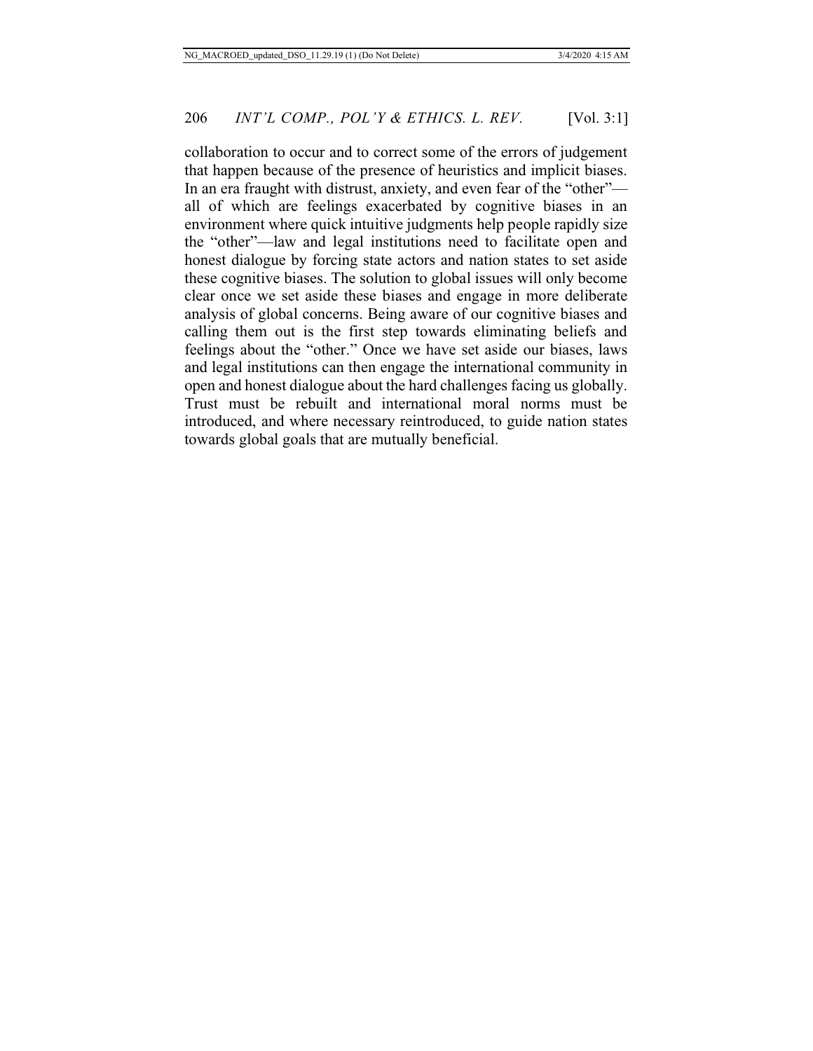collaboration to occur and to correct some of the errors of judgement that happen because of the presence of heuristics and implicit biases. In an era fraught with distrust, anxiety, and even fear of the "other"—all of which are feelings exacerbated by cognitive biases in an environment where quick intuitive judgments help people rapidly size the "other"—law and legal institutions need to facilitate open and honest dialogue by forcing state actors and nation states to set aside these cognitive biases. The solution to global issues will only become clear once we set aside these biases and engage in more deliberate analysis of global concerns. Being aware of our cognitive biases and calling them out is the first step towards eliminating beliefs and feelings about the "other." Once we have set aside our biases, laws and legal institutions can then engage the international community in open and honest dialogue about the hard challenges facing us globally. Trust must be rebuilt and international moral norms must be introduced, and where necessary reintroduced, to guide nation states towards global goals that are mutually beneficial.